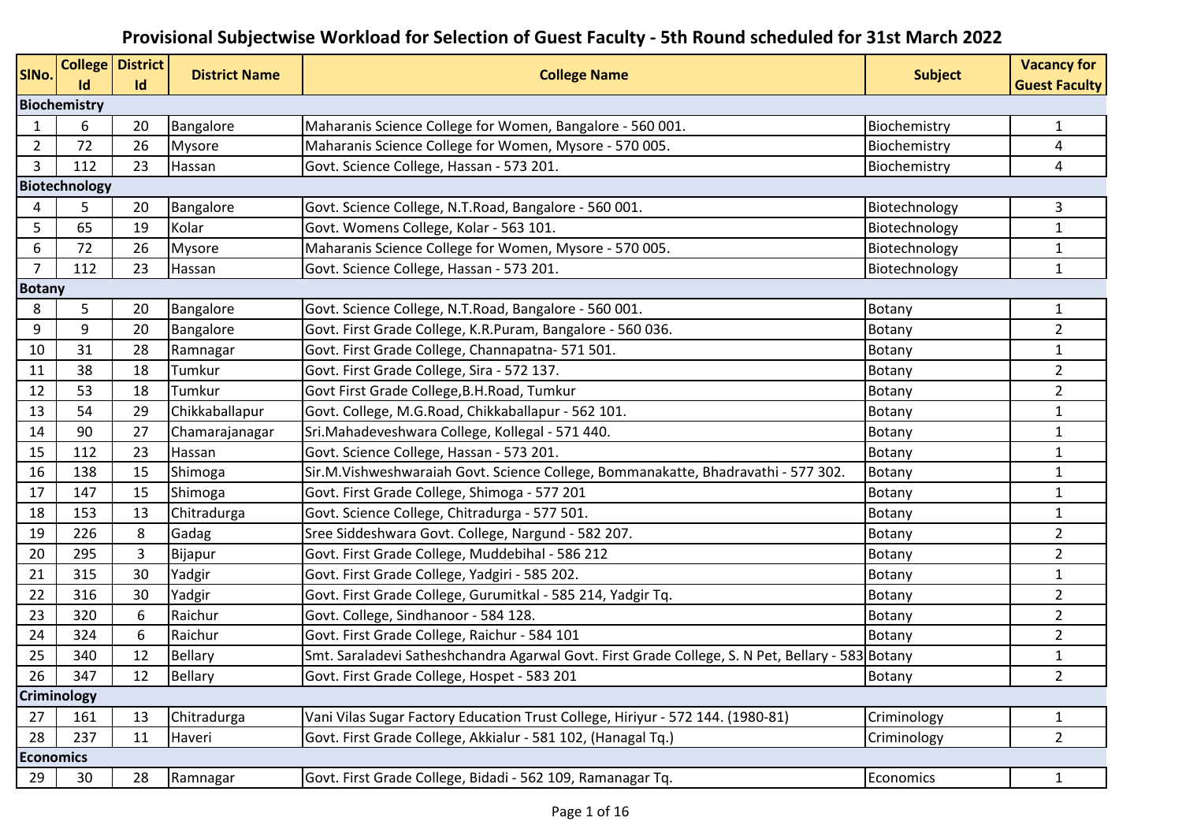# Provisional Subjectwise Workload for Selection of Guest Faculty - 5th Round scheduled for 31st March 2022

| SlNo. | College Id | District Id | District Name | College Name | Subject | Vacancy for Guest Faculty |
|---|---|---|---|---|---|---|
| **Biochemistry** | | | | | | |
| 1 | 6 | 20 | Bangalore | Maharanis Science College for Women, Bangalore - 560 001. | Biochemistry | 1 |
| 2 | 72 | 26 | Mysore | Maharanis Science College for Women, Mysore - 570 005. | Biochemistry | 4 |
| 3 | 112 | 23 | Hassan | Govt. Science College, Hassan - 573 201. | Biochemistry | 4 |
| **Biotechnology** | | | | | | |
| 4 | 5 | 20 | Bangalore | Govt. Science College, N.T.Road, Bangalore - 560 001. | Biotechnology | 3 |
| 5 | 65 | 19 | Kolar | Govt. Womens College, Kolar - 563 101. | Biotechnology | 1 |
| 6 | 72 | 26 | Mysore | Maharanis Science College for Women, Mysore - 570 005. | Biotechnology | 1 |
| 7 | 112 | 23 | Hassan | Govt. Science College, Hassan - 573 201. | Biotechnology | 1 |
| **Botany** | | | | | | |
| 8 | 5 | 20 | Bangalore | Govt. Science College, N.T.Road, Bangalore - 560 001. | Botany | 1 |
| 9 | 9 | 20 | Bangalore | Govt. First Grade College, K.R.Puram, Bangalore - 560 036. | Botany | 2 |
| 10 | 31 | 28 | Ramnagar | Govt. First Grade College, Channapatna- 571 501. | Botany | 1 |
| 11 | 38 | 18 | Tumkur | Govt. First Grade College, Sira - 572 137. | Botany | 2 |
| 12 | 53 | 18 | Tumkur | Govt First Grade College,B.H.Road, Tumkur | Botany | 2 |
| 13 | 54 | 29 | Chikkaballapur | Govt. College, M.G.Road, Chikkaballapur - 562 101. | Botany | 1 |
| 14 | 90 | 27 | Chamarajanagar | Sri.Mahadeveshwara College, Kollegal - 571 440. | Botany | 1 |
| 15 | 112 | 23 | Hassan | Govt. Science College, Hassan - 573 201. | Botany | 1 |
| 16 | 138 | 15 | Shimoga | Sir.M.Vishweshwaraiah Govt. Science College, Bommanakatte, Bhadravathi - 577 302. | Botany | 1 |
| 17 | 147 | 15 | Shimoga | Govt. First Grade College, Shimoga - 577 201 | Botany | 1 |
| 18 | 153 | 13 | Chitradurga | Govt. Science College, Chitradurga - 577 501. | Botany | 1 |
| 19 | 226 | 8 | Gadag | Sree Siddeshwara Govt. College, Nargund - 582 207. | Botany | 2 |
| 20 | 295 | 3 | Bijapur | Govt. First Grade College, Muddebihal - 586 212 | Botany | 2 |
| 21 | 315 | 30 | Yadgir | Govt. First Grade College, Yadgiri - 585 202. | Botany | 1 |
| 22 | 316 | 30 | Yadgir | Govt. First Grade College, Gurumitkal - 585 214, Yadgir Tq. | Botany | 2 |
| 23 | 320 | 6 | Raichur | Govt. College, Sindhanoor - 584 128. | Botany | 2 |
| 24 | 324 | 6 | Raichur | Govt. First Grade College, Raichur - 584 101 | Botany | 2 |
| 25 | 340 | 12 | Bellary | Smt. Saraladevi Satheshchandra Agarwal Govt. First Grade College, S. N Pet, Bellary - 583 | Botany | 1 |
| 26 | 347 | 12 | Bellary | Govt. First Grade College, Hospet - 583 201 | Botany | 2 |
| **Criminology** | | | | | | |
| 27 | 161 | 13 | Chitradurga | Vani Vilas Sugar Factory Education Trust College, Hiriyur - 572 144. (1980-81) | Criminology | 1 |
| 28 | 237 | 11 | Haveri | Govt. First Grade College, Akkialur - 581 102, (Hanagal Tq.) | Criminology | 2 |
| **Economics** | | | | | | |
| 29 | 30 | 28 | Ramnagar | Govt. First Grade College, Bidadi - 562 109, Ramanagar Tq. | Economics | 1 |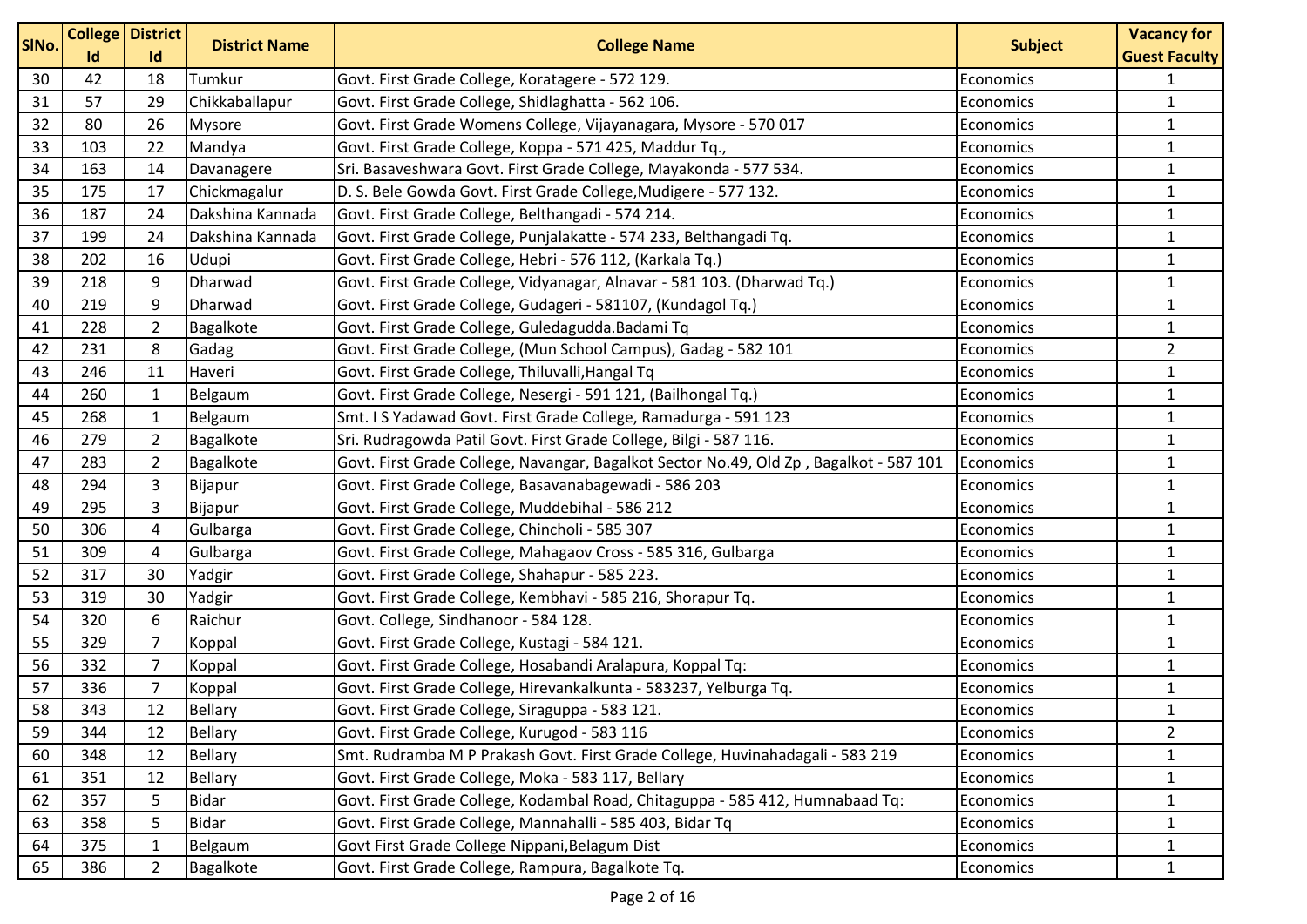| SlNo. | College Id | District Id | District Name | College Name | Subject | Vacancy for Guest Faculty |
|---|---|---|---|---|---|---|
| 30 | 42 | 18 | Tumkur | Govt. First Grade College, Koratagere - 572 129. | Economics | 1 |
| 31 | 57 | 29 | Chikkaballapur | Govt. First Grade College, Shidlaghatta - 562 106. | Economics | 1 |
| 32 | 80 | 26 | Mysore | Govt. First Grade Womens College, Vijayanagara, Mysore - 570 017 | Economics | 1 |
| 33 | 103 | 22 | Mandya | Govt. First Grade College, Koppa - 571 425, Maddur Tq., | Economics | 1 |
| 34 | 163 | 14 | Davanagere | Sri. Basaveshwara Govt. First Grade College, Mayakonda - 577 534. | Economics | 1 |
| 35 | 175 | 17 | Chickmagalur | D. S. Bele Gowda Govt. First Grade College,Mudigere - 577 132. | Economics | 1 |
| 36 | 187 | 24 | Dakshina Kannada | Govt. First Grade College, Belthangadi - 574 214. | Economics | 1 |
| 37 | 199 | 24 | Dakshina Kannada | Govt. First Grade College, Punjalakatte - 574 233, Belthangadi Tq. | Economics | 1 |
| 38 | 202 | 16 | Udupi | Govt. First Grade College, Hebri - 576 112, (Karkala Tq.) | Economics | 1 |
| 39 | 218 | 9 | Dharwad | Govt. First Grade College, Vidyanagar, Alnavar - 581 103. (Dharwad Tq.) | Economics | 1 |
| 40 | 219 | 9 | Dharwad | Govt. First Grade College, Gudageri - 581107, (Kundagol Tq.) | Economics | 1 |
| 41 | 228 | 2 | Bagalkote | Govt. First Grade College, Guledagudda.Badami Tq | Economics | 1 |
| 42 | 231 | 8 | Gadag | Govt. First Grade College, (Mun School Campus), Gadag - 582 101 | Economics | 2 |
| 43 | 246 | 11 | Haveri | Govt. First Grade College, Thiluvalli,Hangal Tq | Economics | 1 |
| 44 | 260 | 1 | Belgaum | Govt. First Grade College, Nesergi - 591 121, (Bailhongal Tq.) | Economics | 1 |
| 45 | 268 | 1 | Belgaum | Smt. I S Yadawad Govt. First Grade College, Ramadurga - 591 123 | Economics | 1 |
| 46 | 279 | 2 | Bagalkote | Sri. Rudragowda Patil Govt. First Grade College, Bilgi - 587 116. | Economics | 1 |
| 47 | 283 | 2 | Bagalkote | Govt. First Grade College, Navangar, Bagalkot Sector No.49, Old Zp , Bagalkot - 587 101 | Economics | 1 |
| 48 | 294 | 3 | Bijapur | Govt. First Grade College, Basavanabagewadi - 586 203 | Economics | 1 |
| 49 | 295 | 3 | Bijapur | Govt. First Grade College, Muddebihal - 586 212 | Economics | 1 |
| 50 | 306 | 4 | Gulbarga | Govt. First Grade College, Chincholi - 585 307 | Economics | 1 |
| 51 | 309 | 4 | Gulbarga | Govt. First Grade College, Mahagaov Cross - 585 316, Gulbarga | Economics | 1 |
| 52 | 317 | 30 | Yadgir | Govt. First Grade College, Shahapur - 585 223. | Economics | 1 |
| 53 | 319 | 30 | Yadgir | Govt. First Grade College, Kembhavi - 585 216, Shorapur Tq. | Economics | 1 |
| 54 | 320 | 6 | Raichur | Govt. College, Sindhanoor - 584 128. | Economics | 1 |
| 55 | 329 | 7 | Koppal | Govt. First Grade College, Kustagi - 584 121. | Economics | 1 |
| 56 | 332 | 7 | Koppal | Govt. First Grade College, Hosabandi Aralapura, Koppal Tq: | Economics | 1 |
| 57 | 336 | 7 | Koppal | Govt. First Grade College, Hirevankalkunta - 583237, Yelburga Tq. | Economics | 1 |
| 58 | 343 | 12 | Bellary | Govt. First Grade College, Siraguppa - 583 121. | Economics | 1 |
| 59 | 344 | 12 | Bellary | Govt. First Grade College, Kurugod - 583 116 | Economics | 2 |
| 60 | 348 | 12 | Bellary | Smt. Rudramba M P Prakash Govt. First Grade College, Huvinahadagali - 583 219 | Economics | 1 |
| 61 | 351 | 12 | Bellary | Govt. First Grade College, Moka - 583 117, Bellary | Economics | 1 |
| 62 | 357 | 5 | Bidar | Govt. First Grade College, Kodambal Road, Chitaguppa - 585 412, Humnabaad Tq: | Economics | 1 |
| 63 | 358 | 5 | Bidar | Govt. First Grade College, Mannahalli - 585 403, Bidar Tq | Economics | 1 |
| 64 | 375 | 1 | Belgaum | Govt First Grade College Nippani,Belagum Dist | Economics | 1 |
| 65 | 386 | 2 | Bagalkote | Govt. First Grade College, Rampura, Bagalkote Tq. | Economics | 1 |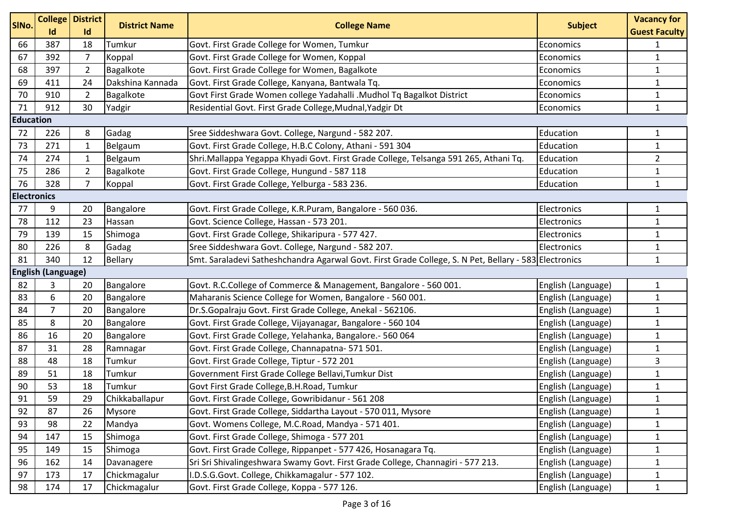| SlNo. | College Id | District Id | District Name | College Name | Subject | Vacancy for Guest Faculty |
|---|---|---|---|---|---|---|
| 66 | 387 | 18 | Tumkur | Govt. First Grade College for Women, Tumkur | Economics | 1 |
| 67 | 392 | 7 | Koppal | Govt. First Grade College for Women, Koppal | Economics | 1 |
| 68 | 397 | 2 | Bagalkote | Govt. First Grade College for Women, Bagalkote | Economics | 1 |
| 69 | 411 | 24 | Dakshina Kannada | Govt. First Grade College, Kanyana, Bantwala Tq. | Economics | 1 |
| 70 | 910 | 2 | Bagalkote | Govt First Grade Women college Yadahalli .Mudhol Tq Bagalkot District | Economics | 1 |
| 71 | 912 | 30 | Yadgir | Residential Govt. First Grade College,Mudnal,Yadgir Dt | Economics | 1 |
| **Education** | | | | | | |
| 72 | 226 | 8 | Gadag | Sree Siddeshwara Govt. College, Nargund - 582 207. | Education | 1 |
| 73 | 271 | 1 | Belgaum | Govt. First Grade College, H.B.C Colony, Athani - 591 304 | Education | 1 |
| 74 | 274 | 1 | Belgaum | Shri.Mallappa Yegappa Khyadi Govt. First Grade College, Telsanga 591 265, Athani Tq. | Education | 2 |
| 75 | 286 | 2 | Bagalkote | Govt. First Grade College, Hungund - 587 118 | Education | 1 |
| 76 | 328 | 7 | Koppal | Govt. First Grade College, Yelburga - 583 236. | Education | 1 |
| **Electronics** | | | | | | |
| 77 | 9 | 20 | Bangalore | Govt. First Grade College, K.R.Puram, Bangalore - 560 036. | Electronics | 1 |
| 78 | 112 | 23 | Hassan | Govt. Science College, Hassan - 573 201. | Electronics | 1 |
| 79 | 139 | 15 | Shimoga | Govt. First Grade College, Shikaripura - 577 427. | Electronics | 1 |
| 80 | 226 | 8 | Gadag | Sree Siddeshwara Govt. College, Nargund - 582 207. | Electronics | 1 |
| 81 | 340 | 12 | Bellary | Smt. Saraladevi Satheshchandra Agarwal Govt. First Grade College, S. N Pet, Bellary - 583 | Electronics | 1 |
| **English (Language)** | | | | | | |
| 82 | 3 | 20 | Bangalore | Govt. R.C.College of Commerce & Management, Bangalore - 560 001. | English (Language) | 1 |
| 83 | 6 | 20 | Bangalore | Maharanis Science College for Women, Bangalore - 560 001. | English (Language) | 1 |
| 84 | 7 | 20 | Bangalore | Dr.S.Gopalraju Govt. First Grade College, Anekal - 562106. | English (Language) | 1 |
| 85 | 8 | 20 | Bangalore | Govt. First Grade College, Vijayanagar, Bangalore - 560 104 | English (Language) | 1 |
| 86 | 16 | 20 | Bangalore | Govt. First Grade College, Yelahanka, Bangalore.- 560 064 | English (Language) | 1 |
| 87 | 31 | 28 | Ramnagar | Govt. First Grade College, Channapatna- 571 501. | English (Language) | 1 |
| 88 | 48 | 18 | Tumkur | Govt. First Grade College, Tiptur - 572 201 | English (Language) | 3 |
| 89 | 51 | 18 | Tumkur | Government First Grade College Bellavi,Tumkur Dist | English (Language) | 1 |
| 90 | 53 | 18 | Tumkur | Govt First Grade College,B.H.Road, Tumkur | English (Language) | 1 |
| 91 | 59 | 29 | Chikkaballapur | Govt. First Grade College, Gowribidanur - 561 208 | English (Language) | 1 |
| 92 | 87 | 26 | Mysore | Govt. First Grade College, Siddartha Layout - 570 011, Mysore | English (Language) | 1 |
| 93 | 98 | 22 | Mandya | Govt. Womens College, M.C.Road, Mandya - 571 401. | English (Language) | 1 |
| 94 | 147 | 15 | Shimoga | Govt. First Grade College, Shimoga - 577 201 | English (Language) | 1 |
| 95 | 149 | 15 | Shimoga | Govt. First Grade College, Rippanpet - 577 426, Hosanagara Tq. | English (Language) | 1 |
| 96 | 162 | 14 | Davanagere | Sri Sri Shivalingeshwara Swamy Govt. First Grade College, Channagiri - 577 213. | English (Language) | 1 |
| 97 | 173 | 17 | Chickmagalur | I.D.S.G.Govt. College, Chikkamagalur - 577 102. | English (Language) | 1 |
| 98 | 174 | 17 | Chickmagalur | Govt. First Grade College, Koppa - 577 126. | English (Language) | 1 |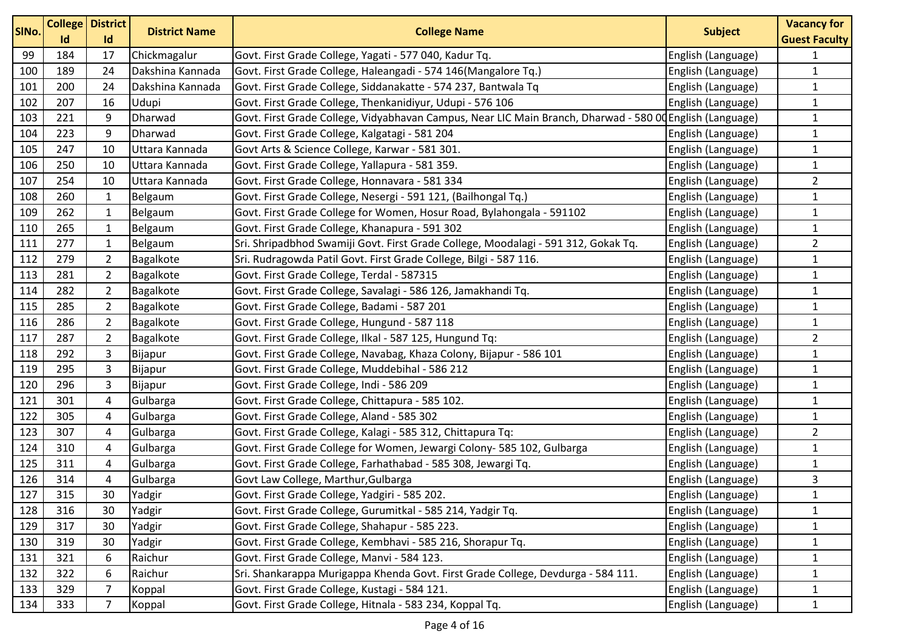| SlNo. | College Id | District Id | District Name | College Name | Subject | Vacancy for Guest Faculty |
|---|---|---|---|---|---|---|
| 99 | 184 | 17 | Chickmagalur | Govt. First Grade College, Yagati - 577 040, Kadur Tq. | English (Language) | 1 |
| 100 | 189 | 24 | Dakshina Kannada | Govt. First Grade College, Haleangadi - 574 146(Mangalore Tq.) | English (Language) | 1 |
| 101 | 200 | 24 | Dakshina Kannada | Govt. First Grade College, Siddanakatte - 574 237, Bantwala Tq | English (Language) | 1 |
| 102 | 207 | 16 | Udupi | Govt. First Grade College, Thenkanidiyur, Udupi - 576 106 | English (Language) | 1 |
| 103 | 221 | 9 | Dharwad | Govt. First Grade College, Vidyabhavan Campus, Near LIC Main Branch, Dharwad - 580 00 | English (Language) | 1 |
| 104 | 223 | 9 | Dharwad | Govt. First Grade College, Kalgatagi - 581 204 | English (Language) | 1 |
| 105 | 247 | 10 | Uttara Kannada | Govt Arts & Science College, Karwar - 581 301. | English (Language) | 1 |
| 106 | 250 | 10 | Uttara Kannada | Govt. First Grade College, Yallapura - 581 359. | English (Language) | 1 |
| 107 | 254 | 10 | Uttara Kannada | Govt. First Grade College, Honnavara - 581 334 | English (Language) | 2 |
| 108 | 260 | 1 | Belgaum | Govt. First Grade College, Nesergi - 591 121, (Bailhongal Tq.) | English (Language) | 1 |
| 109 | 262 | 1 | Belgaum | Govt. First Grade College for Women, Hosur Road, Bylahongala - 591102 | English (Language) | 1 |
| 110 | 265 | 1 | Belgaum | Govt. First Grade College, Khanapura - 591 302 | English (Language) | 1 |
| 111 | 277 | 1 | Belgaum | Sri. Shripadbhod Swamiji Govt. First Grade College, Moodalagi - 591 312, Gokak Tq. | English (Language) | 2 |
| 112 | 279 | 2 | Bagalkote | Sri. Rudragowda Patil Govt. First Grade College, Bilgi - 587 116. | English (Language) | 1 |
| 113 | 281 | 2 | Bagalkote | Govt. First Grade College, Terdal - 587315 | English (Language) | 1 |
| 114 | 282 | 2 | Bagalkote | Govt. First Grade College, Savalagi - 586 126, Jamakhandi Tq. | English (Language) | 1 |
| 115 | 285 | 2 | Bagalkote | Govt. First Grade College, Badami - 587 201 | English (Language) | 1 |
| 116 | 286 | 2 | Bagalkote | Govt. First Grade College, Hungund - 587 118 | English (Language) | 1 |
| 117 | 287 | 2 | Bagalkote | Govt. First Grade College, Ilkal - 587 125, Hungund Tq: | English (Language) | 2 |
| 118 | 292 | 3 | Bijapur | Govt. First Grade College, Navabag, Khaza Colony, Bijapur - 586 101 | English (Language) | 1 |
| 119 | 295 | 3 | Bijapur | Govt. First Grade College, Muddebihal - 586 212 | English (Language) | 1 |
| 120 | 296 | 3 | Bijapur | Govt. First Grade College, Indi - 586 209 | English (Language) | 1 |
| 121 | 301 | 4 | Gulbarga | Govt. First Grade College, Chittapura - 585 102. | English (Language) | 1 |
| 122 | 305 | 4 | Gulbarga | Govt. First Grade College, Aland - 585 302 | English (Language) | 1 |
| 123 | 307 | 4 | Gulbarga | Govt. First Grade College, Kalagi - 585 312, Chittapura Tq: | English (Language) | 2 |
| 124 | 310 | 4 | Gulbarga | Govt. First Grade College for Women, Jewargi Colony- 585 102, Gulbarga | English (Language) | 1 |
| 125 | 311 | 4 | Gulbarga | Govt. First Grade College, Farhathabad - 585 308, Jewargi Tq. | English (Language) | 1 |
| 126 | 314 | 4 | Gulbarga | Govt Law College, Marthur,Gulbarga | English (Language) | 3 |
| 127 | 315 | 30 | Yadgir | Govt. First Grade College, Yadgiri - 585 202. | English (Language) | 1 |
| 128 | 316 | 30 | Yadgir | Govt. First Grade College, Gurumitkal - 585 214, Yadgir Tq. | English (Language) | 1 |
| 129 | 317 | 30 | Yadgir | Govt. First Grade College, Shahapur - 585 223. | English (Language) | 1 |
| 130 | 319 | 30 | Yadgir | Govt. First Grade College, Kembhavi - 585 216, Shorapur Tq. | English (Language) | 1 |
| 131 | 321 | 6 | Raichur | Govt. First Grade College, Manvi - 584 123. | English (Language) | 1 |
| 132 | 322 | 6 | Raichur | Sri. Shankarappa Murigappa Khenda Govt. First Grade College, Devdurga - 584 111. | English (Language) | 1 |
| 133 | 329 | 7 | Koppal | Govt. First Grade College, Kustagi - 584 121. | English (Language) | 1 |
| 134 | 333 | 7 | Koppal | Govt. First Grade College, Hitnala - 583 234, Koppal Tq. | English (Language) | 1 |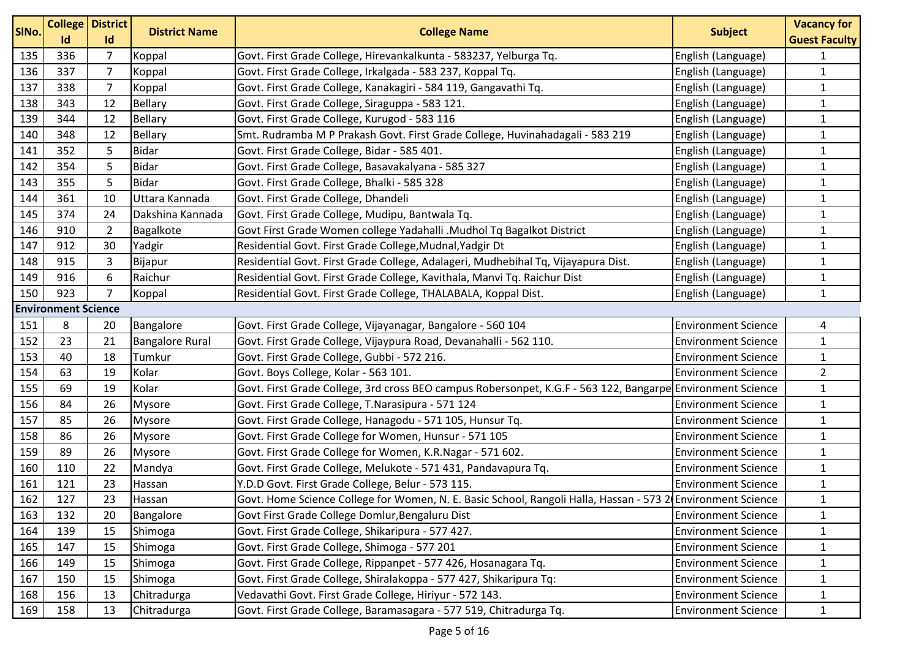| SlNo. | College Id | District Id | District Name | College Name | Subject | Vacancy for Guest Faculty |
|---|---|---|---|---|---|---|
| 135 | 336 | 7 | Koppal | Govt. First Grade College, Hirevankalkunta - 583237, Yelburga Tq. | English (Language) | 1 |
| 136 | 337 | 7 | Koppal | Govt. First Grade College, Irkalgada - 583 237, Koppal Tq. | English (Language) | 1 |
| 137 | 338 | 7 | Koppal | Govt. First Grade College, Kanakagiri - 584 119, Gangavathi Tq. | English (Language) | 1 |
| 138 | 343 | 12 | Bellary | Govt. First Grade College, Siraguppa - 583 121. | English (Language) | 1 |
| 139 | 344 | 12 | Bellary | Govt. First Grade College, Kurugod - 583 116 | English (Language) | 1 |
| 140 | 348 | 12 | Bellary | Smt. Rudramba M P Prakash Govt. First Grade College, Huvinahadagali - 583 219 | English (Language) | 1 |
| 141 | 352 | 5 | Bidar | Govt. First Grade College, Bidar - 585 401. | English (Language) | 1 |
| 142 | 354 | 5 | Bidar | Govt. First Grade College, Basavakalyana - 585 327 | English (Language) | 1 |
| 143 | 355 | 5 | Bidar | Govt. First Grade College, Bhalki - 585 328 | English (Language) | 1 |
| 144 | 361 | 10 | Uttara Kannada | Govt. First Grade College, Dhandeli | English (Language) | 1 |
| 145 | 374 | 24 | Dakshina Kannada | Govt. First Grade College, Mudipu, Bantwala Tq. | English (Language) | 1 |
| 146 | 910 | 2 | Bagalkote | Govt First Grade Women college Yadahalli .Mudhol Tq Bagalkot District | English (Language) | 1 |
| 147 | 912 | 30 | Yadgir | Residential Govt. First Grade College,Mudnal,Yadgir Dt | English (Language) | 1 |
| 148 | 915 | 3 | Bijapur | Residential Govt. First Grade College, Adalageri, Mudhebihal Tq, Vijayapura Dist. | English (Language) | 1 |
| 149 | 916 | 6 | Raichur | Residential Govt. First Grade College, Kavithala, Manvi Tq. Raichur Dist | English (Language) | 1 |
| 150 | 923 | 7 | Koppal | Residential Govt. First Grade College, THALABALA, Koppal Dist. | English (Language) | 1 |
| **Environment Science** | | | | | | |
| 151 | 8 | 20 | Bangalore | Govt. First Grade College, Vijayanagar, Bangalore - 560 104 | Environment Science | 4 |
| 152 | 23 | 21 | Bangalore Rural | Govt. First Grade College, Vijaypura Road, Devanahalli - 562 110. | Environment Science | 1 |
| 153 | 40 | 18 | Tumkur | Govt. First Grade College, Gubbi - 572 216. | Environment Science | 1 |
| 154 | 63 | 19 | Kolar | Govt. Boys College, Kolar - 563 101. | Environment Science | 2 |
| 155 | 69 | 19 | Kolar | Govt. First Grade College, 3rd cross BEO campus Robersonpet, K.G.F - 563 122, Bangarpe | Environment Science | 1 |
| 156 | 84 | 26 | Mysore | Govt. First Grade College, T.Narasipura - 571 124 | Environment Science | 1 |
| 157 | 85 | 26 | Mysore | Govt. First Grade College, Hanagodu - 571 105, Hunsur Tq. | Environment Science | 1 |
| 158 | 86 | 26 | Mysore | Govt. First Grade College for Women, Hunsur - 571 105 | Environment Science | 1 |
| 159 | 89 | 26 | Mysore | Govt. First Grade College for Women, K.R.Nagar - 571 602. | Environment Science | 1 |
| 160 | 110 | 22 | Mandya | Govt. First Grade College, Melukote - 571 431, Pandavapura Tq. | Environment Science | 1 |
| 161 | 121 | 23 | Hassan | Y.D.D Govt. First Grade College, Belur - 573 115. | Environment Science | 1 |
| 162 | 127 | 23 | Hassan | Govt. Home Science College for Women, N. E. Basic School, Rangoli Halla, Hassan - 573 2( | Environment Science | 1 |
| 163 | 132 | 20 | Bangalore | Govt First Grade College Domlur,Bengaluru Dist | Environment Science | 1 |
| 164 | 139 | 15 | Shimoga | Govt. First Grade College, Shikaripura - 577 427. | Environment Science | 1 |
| 165 | 147 | 15 | Shimoga | Govt. First Grade College, Shimoga - 577 201 | Environment Science | 1 |
| 166 | 149 | 15 | Shimoga | Govt. First Grade College, Rippanpet - 577 426, Hosanagara Tq. | Environment Science | 1 |
| 167 | 150 | 15 | Shimoga | Govt. First Grade College, Shiralakoppa - 577 427, Shikaripura Tq: | Environment Science | 1 |
| 168 | 156 | 13 | Chitradurga | Vedavathi Govt. First Grade College, Hiriyur - 572 143. | Environment Science | 1 |
| 169 | 158 | 13 | Chitradurga | Govt. First Grade College, Baramasagara - 577 519, Chitradurga Tq. | Environment Science | 1 |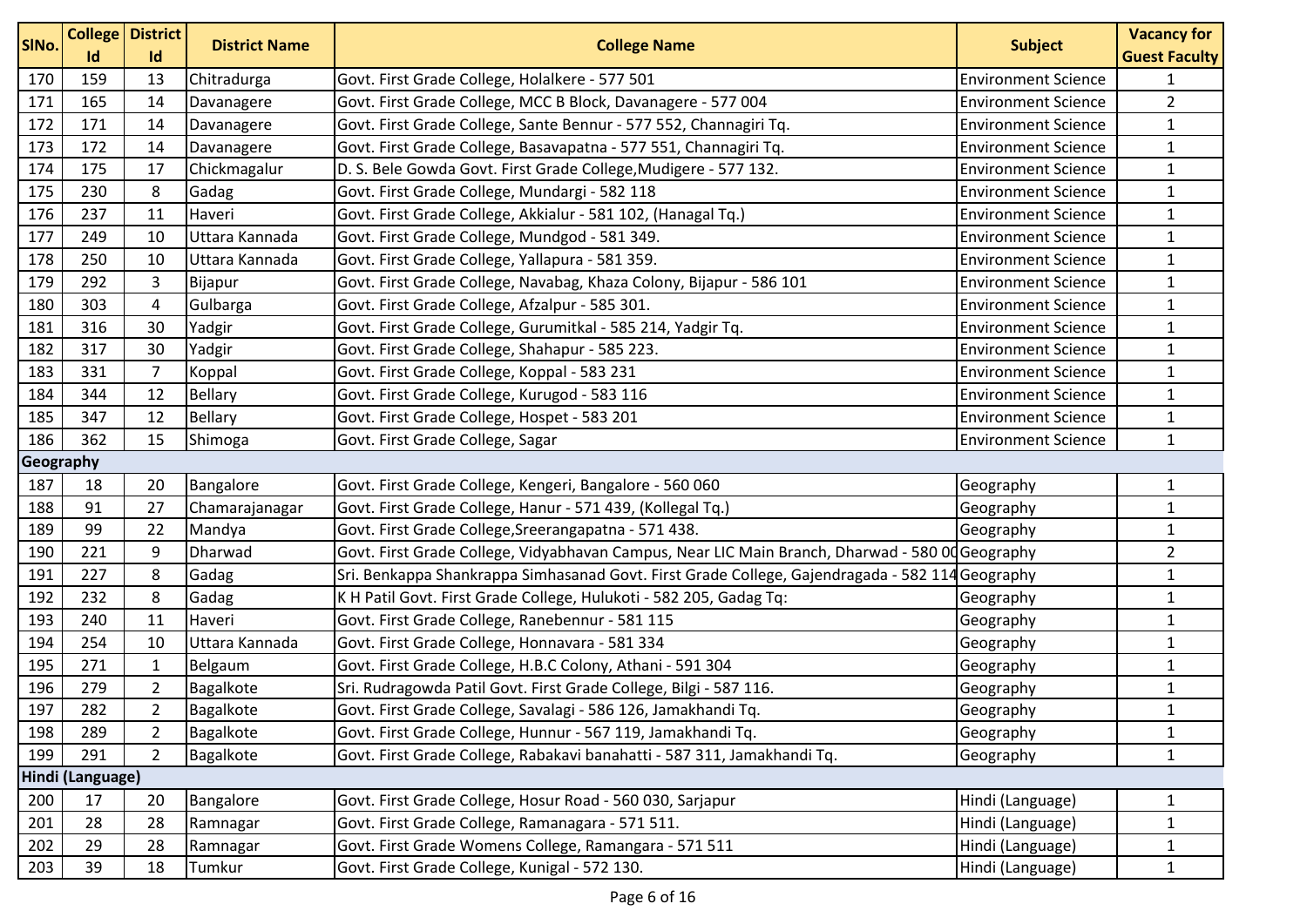| SlNo. | College Id | District Id | District Name | College Name | Subject | Vacancy for Guest Faculty |
|---|---|---|---|---|---|---|
| 170 | 159 | 13 | Chitradurga | Govt. First Grade College, Holalkere - 577 501 | Environment Science | 1 |
| 171 | 165 | 14 | Davanagere | Govt. First Grade College, MCC B Block, Davanagere - 577 004 | Environment Science | 2 |
| 172 | 171 | 14 | Davanagere | Govt. First Grade College, Sante Bennur - 577 552, Channagiri Tq. | Environment Science | 1 |
| 173 | 172 | 14 | Davanagere | Govt. First Grade College, Basavapatna - 577 551, Channagiri Tq. | Environment Science | 1 |
| 174 | 175 | 17 | Chickmagalur | D. S. Bele Gowda Govt. First Grade College,Mudigere - 577 132. | Environment Science | 1 |
| 175 | 230 | 8 | Gadag | Govt. First Grade College, Mundargi - 582 118 | Environment Science | 1 |
| 176 | 237 | 11 | Haveri | Govt. First Grade College, Akkialur - 581 102, (Hanagal Tq.) | Environment Science | 1 |
| 177 | 249 | 10 | Uttara Kannada | Govt. First Grade College, Mundgod - 581 349. | Environment Science | 1 |
| 178 | 250 | 10 | Uttara Kannada | Govt. First Grade College, Yallapura - 581 359. | Environment Science | 1 |
| 179 | 292 | 3 | Bijapur | Govt. First Grade College, Navabag, Khaza Colony, Bijapur - 586 101 | Environment Science | 1 |
| 180 | 303 | 4 | Gulbarga | Govt. First Grade College, Afzalpur - 585 301. | Environment Science | 1 |
| 181 | 316 | 30 | Yadgir | Govt. First Grade College, Gurumitkal - 585 214, Yadgir Tq. | Environment Science | 1 |
| 182 | 317 | 30 | Yadgir | Govt. First Grade College, Shahapur - 585 223. | Environment Science | 1 |
| 183 | 331 | 7 | Koppal | Govt. First Grade College, Koppal - 583 231 | Environment Science | 1 |
| 184 | 344 | 12 | Bellary | Govt. First Grade College, Kurugod - 583 116 | Environment Science | 1 |
| 185 | 347 | 12 | Bellary | Govt. First Grade College, Hospet - 583 201 | Environment Science | 1 |
| 186 | 362 | 15 | Shimoga | Govt. First Grade College, Sagar | Environment Science | 1 |
| **Geography** | | | | | | |
| 187 | 18 | 20 | Bangalore | Govt. First Grade College, Kengeri, Bangalore - 560 060 | Geography | 1 |
| 188 | 91 | 27 | Chamarajanagar | Govt. First Grade College, Hanur - 571 439, (Kollegal Tq.) | Geography | 1 |
| 189 | 99 | 22 | Mandya | Govt. First Grade College,Sreerangapatna - 571 438. | Geography | 1 |
| 190 | 221 | 9 | Dharwad | Govt. First Grade College, Vidyabhavan Campus, Near LIC Main Branch, Dharwad - 580 00 | Geography | 2 |
| 191 | 227 | 8 | Gadag | Sri. Benkappa Shankrappa Simhasanad Govt. First Grade College, Gajendragada - 582 114 | Geography | 1 |
| 192 | 232 | 8 | Gadag | K H Patil Govt. First Grade College, Hulukoti - 582 205, Gadag Tq: | Geography | 1 |
| 193 | 240 | 11 | Haveri | Govt. First Grade College, Ranebennur - 581 115 | Geography | 1 |
| 194 | 254 | 10 | Uttara Kannada | Govt. First Grade College, Honnavara - 581 334 | Geography | 1 |
| 195 | 271 | 1 | Belgaum | Govt. First Grade College, H.B.C Colony, Athani - 591 304 | Geography | 1 |
| 196 | 279 | 2 | Bagalkote | Sri. Rudragowda Patil Govt. First Grade College, Bilgi - 587 116. | Geography | 1 |
| 197 | 282 | 2 | Bagalkote | Govt. First Grade College, Savalagi - 586 126, Jamakhandi Tq. | Geography | 1 |
| 198 | 289 | 2 | Bagalkote | Govt. First Grade College, Hunnur - 567 119, Jamakhandi Tq. | Geography | 1 |
| 199 | 291 | 2 | Bagalkote | Govt. First Grade College, Rabakavi banahatti - 587 311, Jamakhandi Tq. | Geography | 1 |
| **Hindi (Language)** | | | | | | |
| 200 | 17 | 20 | Bangalore | Govt. First Grade College, Hosur Road - 560 030, Sarjapur | Hindi (Language) | 1 |
| 201 | 28 | 28 | Ramnagar | Govt. First Grade College, Ramanagara - 571 511. | Hindi (Language) | 1 |
| 202 | 29 | 28 | Ramnagar | Govt. First Grade Womens College, Ramangara - 571 511 | Hindi (Language) | 1 |
| 203 | 39 | 18 | Tumkur | Govt. First Grade College, Kunigal - 572 130. | Hindi (Language) | 1 |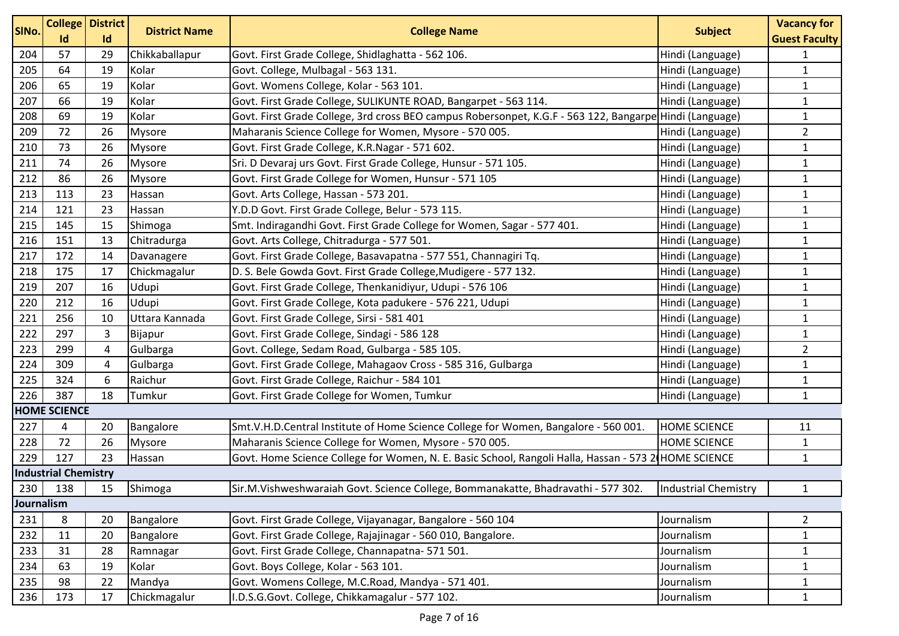| SlNo. | College Id | District Id | District Name | College Name | Subject | Vacancy for Guest Faculty |
|---|---|---|---|---|---|---|
| 204 | 57 | 29 | Chikkaballapur | Govt. First Grade College, Shidlaghatta - 562 106. | Hindi (Language) | 1 |
| 205 | 64 | 19 | Kolar | Govt. College, Mulbagal - 563 131. | Hindi (Language) | 1 |
| 206 | 65 | 19 | Kolar | Govt. Womens College, Kolar - 563 101. | Hindi (Language) | 1 |
| 207 | 66 | 19 | Kolar | Govt. First Grade College, SULIKUNTE ROAD, Bangarpet - 563 114. | Hindi (Language) | 1 |
| 208 | 69 | 19 | Kolar | Govt. First Grade College, 3rd cross BEO campus Robersonpet, K.G.F - 563 122, Bangarpe | Hindi (Language) | 1 |
| 209 | 72 | 26 | Mysore | Maharanis Science College for Women, Mysore - 570 005. | Hindi (Language) | 2 |
| 210 | 73 | 26 | Mysore | Govt. First Grade College, K.R.Nagar - 571 602. | Hindi (Language) | 1 |
| 211 | 74 | 26 | Mysore | Sri. D Devaraj urs Govt. First Grade College, Hunsur - 571 105. | Hindi (Language) | 1 |
| 212 | 86 | 26 | Mysore | Govt. First Grade College for Women, Hunsur - 571 105 | Hindi (Language) | 1 |
| 213 | 113 | 23 | Hassan | Govt. Arts College, Hassan - 573 201. | Hindi (Language) | 1 |
| 214 | 121 | 23 | Hassan | Y.D.D Govt. First Grade College, Belur - 573 115. | Hindi (Language) | 1 |
| 215 | 145 | 15 | Shimoga | Smt. Indiragandhi Govt. First Grade College for Women, Sagar - 577 401. | Hindi (Language) | 1 |
| 216 | 151 | 13 | Chitradurga | Govt. Arts College, Chitradurga - 577 501. | Hindi (Language) | 1 |
| 217 | 172 | 14 | Davanagere | Govt. First Grade College, Basavapatna - 577 551, Channagiri Tq. | Hindi (Language) | 1 |
| 218 | 175 | 17 | Chickmagalur | D. S. Bele Gowda Govt. First Grade College,Mudigere - 577 132. | Hindi (Language) | 1 |
| 219 | 207 | 16 | Udupi | Govt. First Grade College, Thenkanidiyur, Udupi - 576 106 | Hindi (Language) | 1 |
| 220 | 212 | 16 | Udupi | Govt. First Grade College, Kota padukere - 576 221, Udupi | Hindi (Language) | 1 |
| 221 | 256 | 10 | Uttara Kannada | Govt. First Grade College, Sirsi - 581 401 | Hindi (Language) | 1 |
| 222 | 297 | 3 | Bijapur | Govt. First Grade College, Sindagi - 586 128 | Hindi (Language) | 1 |
| 223 | 299 | 4 | Gulbarga | Govt. College, Sedam Road, Gulbarga - 585 105. | Hindi (Language) | 2 |
| 224 | 309 | 4 | Gulbarga | Govt. First Grade College, Mahagaov Cross - 585 316, Gulbarga | Hindi (Language) | 1 |
| 225 | 324 | 6 | Raichur | Govt. First Grade College, Raichur - 584 101 | Hindi (Language) | 1 |
| 226 | 387 | 18 | Tumkur | Govt. First Grade College for Women, Tumkur | Hindi (Language) | 1 |
| **HOME SCIENCE** | | | | | | |
| 227 | 4 | 20 | Bangalore | Smt.V.H.D.Central Institute of Home Science College for Women, Bangalore - 560 001. | HOME SCIENCE | 11 |
| 228 | 72 | 26 | Mysore | Maharanis Science College for Women, Mysore - 570 005. | HOME SCIENCE | 1 |
| 229 | 127 | 23 | Hassan | Govt. Home Science College for Women, N. E. Basic School, Rangoli Halla, Hassan - 573 2 | HOME SCIENCE | 1 |
| **Industrial Chemistry** | | | | | | |
| 230 | 138 | 15 | Shimoga | Sir.M.Vishweshwaraiah Govt. Science College, Bommanakatte, Bhadravathi - 577 302. | Industrial Chemistry | 1 |
| **Journalism** | | | | | | |
| 231 | 8 | 20 | Bangalore | Govt. First Grade College, Vijayanagar, Bangalore - 560 104 | Journalism | 2 |
| 232 | 11 | 20 | Bangalore | Govt. First Grade College, Rajajinagar - 560 010, Bangalore. | Journalism | 1 |
| 233 | 31 | 28 | Ramnagar | Govt. First Grade College, Channapatna- 571 501. | Journalism | 1 |
| 234 | 63 | 19 | Kolar | Govt. Boys College, Kolar - 563 101. | Journalism | 1 |
| 235 | 98 | 22 | Mandya | Govt. Womens College, M.C.Road, Mandya - 571 401. | Journalism | 1 |
| 236 | 173 | 17 | Chickmagalur | I.D.S.G.Govt. College, Chikkamagalur - 577 102. | Journalism | 1 |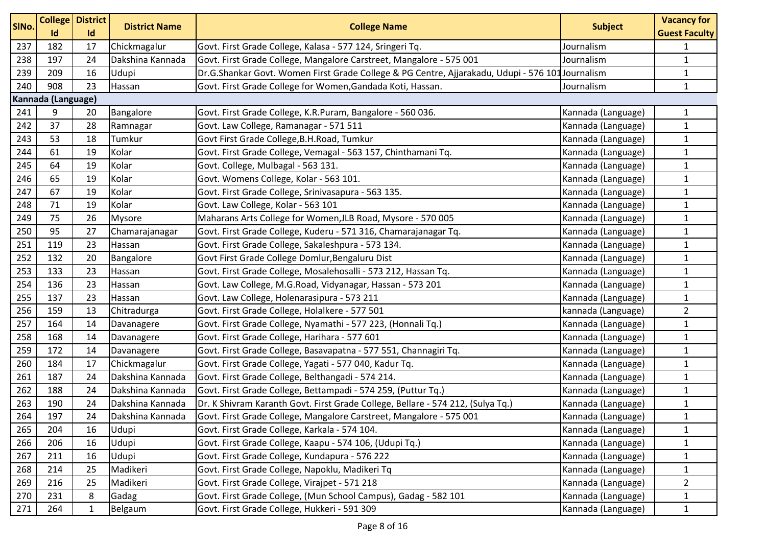| SlNo. | College Id | District Id | District Name | College Name | Subject | Vacancy for Guest Faculty |
|---|---|---|---|---|---|---|
| 237 | 182 | 17 | Chickmagalur | Govt. First Grade College, Kalasa - 577 124, Sringeri Tq. | Journalism | 1 |
| 238 | 197 | 24 | Dakshina Kannada | Govt. First Grade College, Mangalore Carstreet, Mangalore - 575 001 | Journalism | 1 |
| 239 | 209 | 16 | Udupi | Dr.G.Shankar Govt. Women First Grade College & PG Centre, Ajjarakadu, Udupi - 576 101 | Journalism | 1 |
| 240 | 908 | 23 | Hassan | Govt. First Grade College for Women,Gandada Koti, Hassan. | Journalism | 1 |
| **Kannada (Language)** | | | | | | |
| 241 | 9 | 20 | Bangalore | Govt. First Grade College, K.R.Puram, Bangalore - 560 036. | Kannada (Language) | 1 |
| 242 | 37 | 28 | Ramnagar | Govt. Law College, Ramanagar - 571 511 | Kannada (Language) | 1 |
| 243 | 53 | 18 | Tumkur | Govt First Grade College,B.H.Road, Tumkur | Kannada (Language) | 1 |
| 244 | 61 | 19 | Kolar | Govt. First Grade College, Vemagal - 563 157, Chinthamani Tq. | Kannada (Language) | 1 |
| 245 | 64 | 19 | Kolar | Govt. College, Mulbagal - 563 131. | Kannada (Language) | 1 |
| 246 | 65 | 19 | Kolar | Govt. Womens College, Kolar - 563 101. | Kannada (Language) | 1 |
| 247 | 67 | 19 | Kolar | Govt. First Grade College, Srinivasapura - 563 135. | Kannada (Language) | 1 |
| 248 | 71 | 19 | Kolar | Govt. Law College, Kolar - 563 101 | Kannada (Language) | 1 |
| 249 | 75 | 26 | Mysore | Maharans Arts College for Women,JLB Road, Mysore - 570 005 | Kannada (Language) | 1 |
| 250 | 95 | 27 | Chamarajanagar | Govt. First Grade College, Kuderu - 571 316, Chamarajanagar Tq. | Kannada (Language) | 1 |
| 251 | 119 | 23 | Hassan | Govt. First Grade College, Sakaleshpura - 573 134. | Kannada (Language) | 1 |
| 252 | 132 | 20 | Bangalore | Govt First Grade College Domlur,Bengaluru Dist | Kannada (Language) | 1 |
| 253 | 133 | 23 | Hassan | Govt. First Grade College, Mosalehosalli - 573 212, Hassan Tq. | Kannada (Language) | 1 |
| 254 | 136 | 23 | Hassan | Govt. Law College, M.G.Road, Vidyanagar, Hassan - 573 201 | Kannada (Language) | 1 |
| 255 | 137 | 23 | Hassan | Govt. Law College, Holenarasipura - 573 211 | Kannada (Language) | 1 |
| 256 | 159 | 13 | Chitradurga | Govt. First Grade College, Holalkere - 577 501 | kannada (Language) | 2 |
| 257 | 164 | 14 | Davanagere | Govt. First Grade College, Nyamathi - 577 223, (Honnali Tq.) | Kannada (Language) | 1 |
| 258 | 168 | 14 | Davanagere | Govt. First Grade College, Harihara - 577 601 | Kannada (Language) | 1 |
| 259 | 172 | 14 | Davanagere | Govt. First Grade College, Basavapatna - 577 551, Channagiri Tq. | Kannada (Language) | 1 |
| 260 | 184 | 17 | Chickmagalur | Govt. First Grade College, Yagati - 577 040, Kadur Tq. | Kannada (Language) | 1 |
| 261 | 187 | 24 | Dakshina Kannada | Govt. First Grade College, Belthangadi - 574 214. | Kannada (Language) | 1 |
| 262 | 188 | 24 | Dakshina Kannada | Govt. First Grade College, Bettampadi - 574 259, (Puttur Tq.) | Kannada (Language) | 1 |
| 263 | 190 | 24 | Dakshina Kannada | Dr. K Shivram Karanth Govt. First Grade College, Bellare - 574 212, (Sulya Tq.) | Kannada (Language) | 1 |
| 264 | 197 | 24 | Dakshina Kannada | Govt. First Grade College, Mangalore Carstreet, Mangalore - 575 001 | Kannada (Language) | 1 |
| 265 | 204 | 16 | Udupi | Govt. First Grade College, Karkala - 574 104. | Kannada (Language) | 1 |
| 266 | 206 | 16 | Udupi | Govt. First Grade College, Kaapu - 574 106, (Udupi Tq.) | Kannada (Language) | 1 |
| 267 | 211 | 16 | Udupi | Govt. First Grade College, Kundapura - 576 222 | Kannada (Language) | 1 |
| 268 | 214 | 25 | Madikeri | Govt. First Grade College, Napoklu, Madikeri Tq | Kannada (Language) | 1 |
| 269 | 216 | 25 | Madikeri | Govt. First Grade College, Virajpet - 571 218 | Kannada (Language) | 2 |
| 270 | 231 | 8 | Gadag | Govt. First Grade College, (Mun School Campus), Gadag - 582 101 | Kannada (Language) | 1 |
| 271 | 264 | 1 | Belgaum | Govt. First Grade College, Hukkeri - 591 309 | Kannada (Language) | 1 |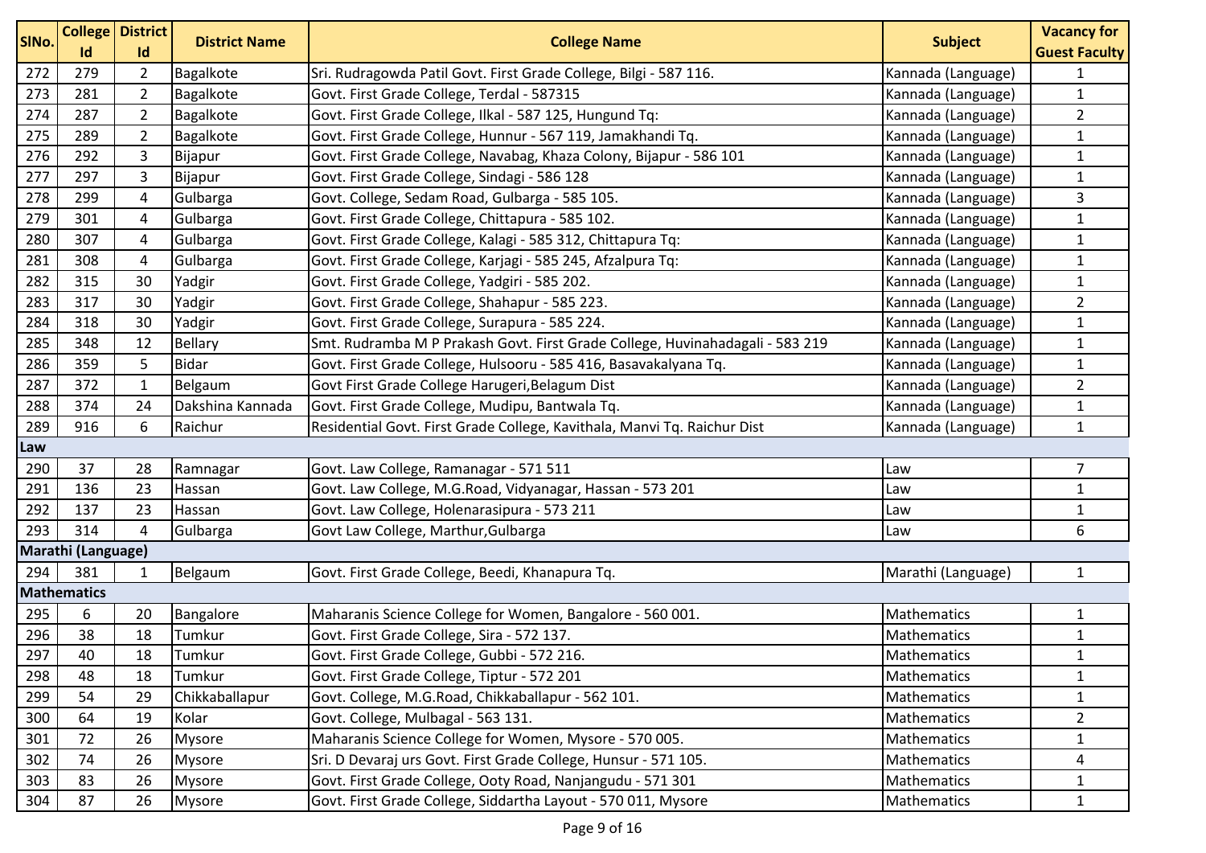| SlNo. | College Id | District Id | District Name | College Name | Subject | Vacancy for Guest Faculty |
|---|---|---|---|---|---|---|
| 272 | 279 | 2 | Bagalkote | Sri. Rudragowda Patil Govt. First Grade College, Bilgi - 587 116. | Kannada (Language) | 1 |
| 273 | 281 | 2 | Bagalkote | Govt. First Grade College, Terdal - 587315 | Kannada (Language) | 1 |
| 274 | 287 | 2 | Bagalkote | Govt. First Grade College, Ilkal - 587 125, Hungund Tq: | Kannada (Language) | 2 |
| 275 | 289 | 2 | Bagalkote | Govt. First Grade College, Hunnur - 567 119, Jamakhandi Tq. | Kannada (Language) | 1 |
| 276 | 292 | 3 | Bijapur | Govt. First Grade College, Navabag, Khaza Colony, Bijapur - 586 101 | Kannada (Language) | 1 |
| 277 | 297 | 3 | Bijapur | Govt. First Grade College, Sindagi - 586 128 | Kannada (Language) | 1 |
| 278 | 299 | 4 | Gulbarga | Govt. College, Sedam Road, Gulbarga - 585 105. | Kannada (Language) | 3 |
| 279 | 301 | 4 | Gulbarga | Govt. First Grade College, Chittapura - 585 102. | Kannada (Language) | 1 |
| 280 | 307 | 4 | Gulbarga | Govt. First Grade College, Kalagi - 585 312, Chittapura Tq: | Kannada (Language) | 1 |
| 281 | 308 | 4 | Gulbarga | Govt. First Grade College, Karjagi - 585 245, Afzalpura Tq: | Kannada (Language) | 1 |
| 282 | 315 | 30 | Yadgir | Govt. First Grade College, Yadgiri - 585 202. | Kannada (Language) | 1 |
| 283 | 317 | 30 | Yadgir | Govt. First Grade College, Shahapur - 585 223. | Kannada (Language) | 2 |
| 284 | 318 | 30 | Yadgir | Govt. First Grade College, Surapura - 585 224. | Kannada (Language) | 1 |
| 285 | 348 | 12 | Bellary | Smt. Rudramba M P Prakash Govt. First Grade College, Huvinahadagali - 583 219 | Kannada (Language) | 1 |
| 286 | 359 | 5 | Bidar | Govt. First Grade College, Hulsooru - 585 416, Basavakalyana Tq. | Kannada (Language) | 1 |
| 287 | 372 | 1 | Belgaum | Govt First Grade College Harugeri,Belagum Dist | Kannada (Language) | 2 |
| 288 | 374 | 24 | Dakshina Kannada | Govt. First Grade College, Mudipu, Bantwala Tq. | Kannada (Language) | 1 |
| 289 | 916 | 6 | Raichur | Residential Govt. First Grade College, Kavithala, Manvi Tq. Raichur Dist | Kannada (Language) | 1 |
| **Law** | | | | | | |
| 290 | 37 | 28 | Ramnagar | Govt. Law College, Ramanagar - 571 511 | Law | 7 |
| 291 | 136 | 23 | Hassan | Govt. Law College, M.G.Road, Vidyanagar, Hassan - 573 201 | Law | 1 |
| 292 | 137 | 23 | Hassan | Govt. Law College, Holenarasipura - 573 211 | Law | 1 |
| 293 | 314 | 4 | Gulbarga | Govt Law College, Marthur,Gulbarga | Law | 6 |
| **Marathi (Language)** | | | | | | |
| 294 | 381 | 1 | Belgaum | Govt. First Grade College, Beedi, Khanapura Tq. | Marathi (Language) | 1 |
| **Mathematics** | | | | | | |
| 295 | 6 | 20 | Bangalore | Maharanis Science College for Women, Bangalore - 560 001. | Mathematics | 1 |
| 296 | 38 | 18 | Tumkur | Govt. First Grade College, Sira - 572 137. | Mathematics | 1 |
| 297 | 40 | 18 | Tumkur | Govt. First Grade College, Gubbi - 572 216. | Mathematics | 1 |
| 298 | 48 | 18 | Tumkur | Govt. First Grade College, Tiptur - 572 201 | Mathematics | 1 |
| 299 | 54 | 29 | Chikkaballapur | Govt. College, M.G.Road, Chikkaballapur - 562 101. | Mathematics | 1 |
| 300 | 64 | 19 | Kolar | Govt. College, Mulbagal - 563 131. | Mathematics | 2 |
| 301 | 72 | 26 | Mysore | Maharanis Science College for Women, Mysore - 570 005. | Mathematics | 1 |
| 302 | 74 | 26 | Mysore | Sri. D Devaraj urs Govt. First Grade College, Hunsur - 571 105. | Mathematics | 4 |
| 303 | 83 | 26 | Mysore | Govt. First Grade College, Ooty Road, Nanjangudu - 571 301 | Mathematics | 1 |
| 304 | 87 | 26 | Mysore | Govt. First Grade College, Siddartha Layout - 570 011, Mysore | Mathematics | 1 |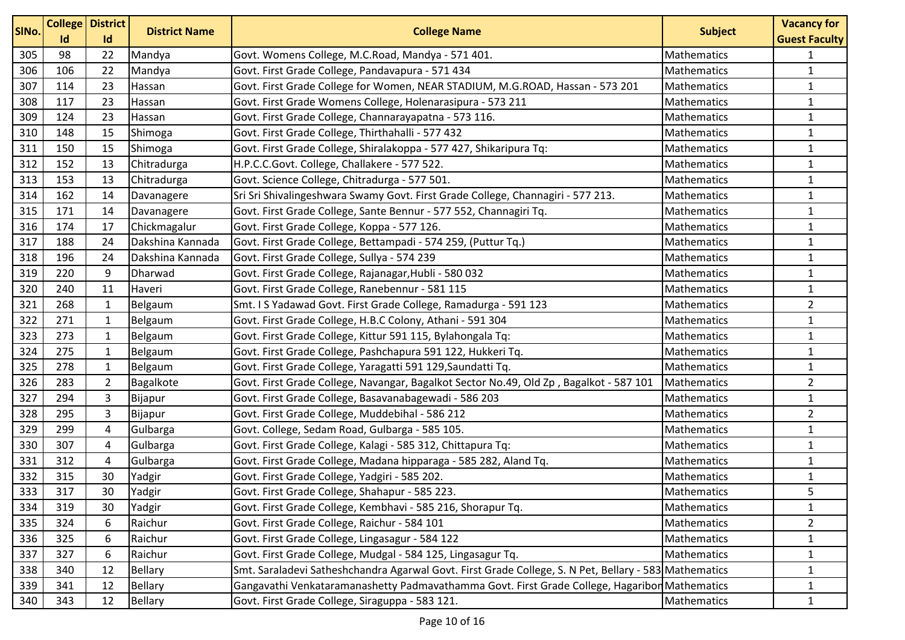| SlNo. | College Id | District Id | District Name | College Name | Subject | Vacancy for Guest Faculty |
|---|---|---|---|---|---|---|
| 305 | 98 | 22 | Mandya | Govt. Womens College, M.C.Road, Mandya - 571 401. | Mathematics | 1 |
| 306 | 106 | 22 | Mandya | Govt. First Grade College, Pandavapura - 571 434 | Mathematics | 1 |
| 307 | 114 | 23 | Hassan | Govt. First Grade College for Women, NEAR STADIUM, M.G.ROAD, Hassan - 573 201 | Mathematics | 1 |
| 308 | 117 | 23 | Hassan | Govt. First Grade Womens College, Holenarasipura - 573 211 | Mathematics | 1 |
| 309 | 124 | 23 | Hassan | Govt. First Grade College, Channarayapatna - 573 116. | Mathematics | 1 |
| 310 | 148 | 15 | Shimoga | Govt. First Grade College, Thirthahalli - 577 432 | Mathematics | 1 |
| 311 | 150 | 15 | Shimoga | Govt. First Grade College, Shiralakoppa - 577 427, Shikaripura Tq: | Mathematics | 1 |
| 312 | 152 | 13 | Chitradurga | H.P.C.C.Govt. College, Challakere - 577 522. | Mathematics | 1 |
| 313 | 153 | 13 | Chitradurga | Govt. Science College, Chitradurga - 577 501. | Mathematics | 1 |
| 314 | 162 | 14 | Davanagere | Sri Sri Shivalingeshwara Swamy Govt. First Grade College, Channagiri - 577 213. | Mathematics | 1 |
| 315 | 171 | 14 | Davanagere | Govt. First Grade College, Sante Bennur - 577 552, Channagiri Tq. | Mathematics | 1 |
| 316 | 174 | 17 | Chickmagalur | Govt. First Grade College, Koppa - 577 126. | Mathematics | 1 |
| 317 | 188 | 24 | Dakshina Kannada | Govt. First Grade College, Bettampadi - 574 259, (Puttur Tq.) | Mathematics | 1 |
| 318 | 196 | 24 | Dakshina Kannada | Govt. First Grade College, Sullya - 574 239 | Mathematics | 1 |
| 319 | 220 | 9 | Dharwad | Govt. First Grade College, Rajanagar,Hubli - 580 032 | Mathematics | 1 |
| 320 | 240 | 11 | Haveri | Govt. First Grade College, Ranebennur - 581 115 | Mathematics | 1 |
| 321 | 268 | 1 | Belgaum | Smt. I S Yadawad Govt. First Grade College, Ramadurga - 591 123 | Mathematics | 2 |
| 322 | 271 | 1 | Belgaum | Govt. First Grade College, H.B.C Colony, Athani - 591 304 | Mathematics | 1 |
| 323 | 273 | 1 | Belgaum | Govt. First Grade College, Kittur 591 115, Bylahongala Tq: | Mathematics | 1 |
| 324 | 275 | 1 | Belgaum | Govt. First Grade College, Pashchapura 591 122, Hukkeri Tq. | Mathematics | 1 |
| 325 | 278 | 1 | Belgaum | Govt. First Grade College, Yaragatti 591 129,Saundatti Tq. | Mathematics | 1 |
| 326 | 283 | 2 | Bagalkote | Govt. First Grade College, Navangar, Bagalkot Sector No.49, Old Zp , Bagalkot - 587 101 | Mathematics | 2 |
| 327 | 294 | 3 | Bijapur | Govt. First Grade College, Basavanabagewadi - 586 203 | Mathematics | 1 |
| 328 | 295 | 3 | Bijapur | Govt. First Grade College, Muddebihal - 586 212 | Mathematics | 2 |
| 329 | 299 | 4 | Gulbarga | Govt. College, Sedam Road, Gulbarga - 585 105. | Mathematics | 1 |
| 330 | 307 | 4 | Gulbarga | Govt. First Grade College, Kalagi - 585 312, Chittapura Tq: | Mathematics | 1 |
| 331 | 312 | 4 | Gulbarga | Govt. First Grade College, Madana hipparaga - 585 282, Aland Tq. | Mathematics | 1 |
| 332 | 315 | 30 | Yadgir | Govt. First Grade College, Yadgiri - 585 202. | Mathematics | 1 |
| 333 | 317 | 30 | Yadgir | Govt. First Grade College, Shahapur - 585 223. | Mathematics | 5 |
| 334 | 319 | 30 | Yadgir | Govt. First Grade College, Kembhavi - 585 216, Shorapur Tq. | Mathematics | 1 |
| 335 | 324 | 6 | Raichur | Govt. First Grade College, Raichur - 584 101 | Mathematics | 2 |
| 336 | 325 | 6 | Raichur | Govt. First Grade College, Lingasagur - 584 122 | Mathematics | 1 |
| 337 | 327 | 6 | Raichur | Govt. First Grade College, Mudgal - 584 125, Lingasagur Tq. | Mathematics | 1 |
| 338 | 340 | 12 | Bellary | Smt. Saraladevi Satheshchandra Agarwal Govt. First Grade College, S. N Pet, Bellary - 583 | Mathematics | 1 |
| 339 | 341 | 12 | Bellary | Gangavathi Venkataramanashetty Padmavathamma Govt. First Grade College, Hagaribon | Mathematics | 1 |
| 340 | 343 | 12 | Bellary | Govt. First Grade College, Siraguppa - 583 121. | Mathematics | 1 |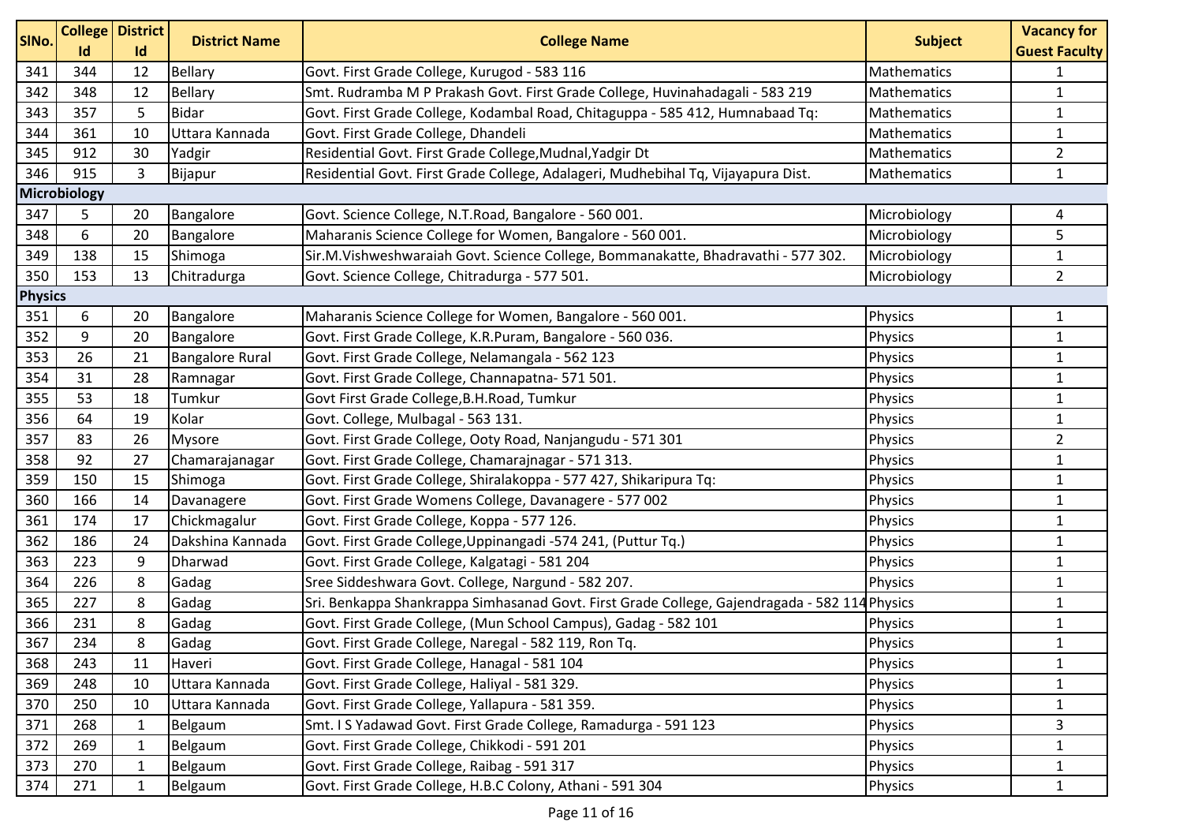| SlNo. | College Id | District Id | District Name | College Name | Subject | Vacancy for Guest Faculty |
|---|---|---|---|---|---|---|
| 341 | 344 | 12 | Bellary | Govt. First Grade College, Kurugod - 583 116 | Mathematics | 1 |
| 342 | 348 | 12 | Bellary | Smt. Rudramba M P Prakash Govt. First Grade College, Huvinahadagali - 583 219 | Mathematics | 1 |
| 343 | 357 | 5 | Bidar | Govt. First Grade College, Kodambal Road, Chitaguppa - 585 412, Humnabaad Tq: | Mathematics | 1 |
| 344 | 361 | 10 | Uttara Kannada | Govt. First Grade College, Dhandeli | Mathematics | 1 |
| 345 | 912 | 30 | Yadgir | Residential Govt. First Grade College,Mudnal,Yadgir Dt | Mathematics | 2 |
| 346 | 915 | 3 | Bijapur | Residential Govt. First Grade College, Adalageri, Mudhebihal Tq, Vijayapura Dist. | Mathematics | 1 |
| **Microbiology** | | | | | | |
| 347 | 5 | 20 | Bangalore | Govt. Science College, N.T.Road, Bangalore - 560 001. | Microbiology | 4 |
| 348 | 6 | 20 | Bangalore | Maharanis Science College for Women, Bangalore - 560 001. | Microbiology | 5 |
| 349 | 138 | 15 | Shimoga | Sir.M.Vishweshwaraiah Govt. Science College, Bommanakatte, Bhadravathi - 577 302. | Microbiology | 1 |
| 350 | 153 | 13 | Chitradurga | Govt. Science College, Chitradurga - 577 501. | Microbiology | 2 |
| **Physics** | | | | | | |
| 351 | 6 | 20 | Bangalore | Maharanis Science College for Women, Bangalore - 560 001. | Physics | 1 |
| 352 | 9 | 20 | Bangalore | Govt. First Grade College, K.R.Puram, Bangalore - 560 036. | Physics | 1 |
| 353 | 26 | 21 | Bangalore Rural | Govt. First Grade College, Nelamangala - 562 123 | Physics | 1 |
| 354 | 31 | 28 | Ramnagar | Govt. First Grade College, Channapatna- 571 501. | Physics | 1 |
| 355 | 53 | 18 | Tumkur | Govt First Grade College,B.H.Road, Tumkur | Physics | 1 |
| 356 | 64 | 19 | Kolar | Govt. College, Mulbagal - 563 131. | Physics | 1 |
| 357 | 83 | 26 | Mysore | Govt. First Grade College, Ooty Road, Nanjangudu - 571 301 | Physics | 2 |
| 358 | 92 | 27 | Chamarajanagar | Govt. First Grade College, Chamarajnagar - 571 313. | Physics | 1 |
| 359 | 150 | 15 | Shimoga | Govt. First Grade College, Shiralakoppa - 577 427, Shikaripura Tq: | Physics | 1 |
| 360 | 166 | 14 | Davanagere | Govt. First Grade Womens College, Davanagere - 577 002 | Physics | 1 |
| 361 | 174 | 17 | Chickmagalur | Govt. First Grade College, Koppa - 577 126. | Physics | 1 |
| 362 | 186 | 24 | Dakshina Kannada | Govt. First Grade College,Uppinangadi -574 241, (Puttur Tq.) | Physics | 1 |
| 363 | 223 | 9 | Dharwad | Govt. First Grade College, Kalgatagi - 581 204 | Physics | 1 |
| 364 | 226 | 8 | Gadag | Sree Siddeshwara Govt. College, Nargund - 582 207. | Physics | 1 |
| 365 | 227 | 8 | Gadag | Sri. Benkappa Shankrappa Simhasanad Govt. First Grade College, Gajendragada - 582 114 | Physics | 1 |
| 366 | 231 | 8 | Gadag | Govt. First Grade College, (Mun School Campus), Gadag - 582 101 | Physics | 1 |
| 367 | 234 | 8 | Gadag | Govt. First Grade College, Naregal - 582 119, Ron Tq. | Physics | 1 |
| 368 | 243 | 11 | Haveri | Govt. First Grade College, Hanagal - 581 104 | Physics | 1 |
| 369 | 248 | 10 | Uttara Kannada | Govt. First Grade College, Haliyal - 581 329. | Physics | 1 |
| 370 | 250 | 10 | Uttara Kannada | Govt. First Grade College, Yallapura - 581 359. | Physics | 1 |
| 371 | 268 | 1 | Belgaum | Smt. I S Yadawad Govt. First Grade College, Ramadurga - 591 123 | Physics | 3 |
| 372 | 269 | 1 | Belgaum | Govt. First Grade College, Chikkodi - 591 201 | Physics | 1 |
| 373 | 270 | 1 | Belgaum | Govt. First Grade College, Raibag - 591 317 | Physics | 1 |
| 374 | 271 | 1 | Belgaum | Govt. First Grade College, H.B.C Colony, Athani - 591 304 | Physics | 1 |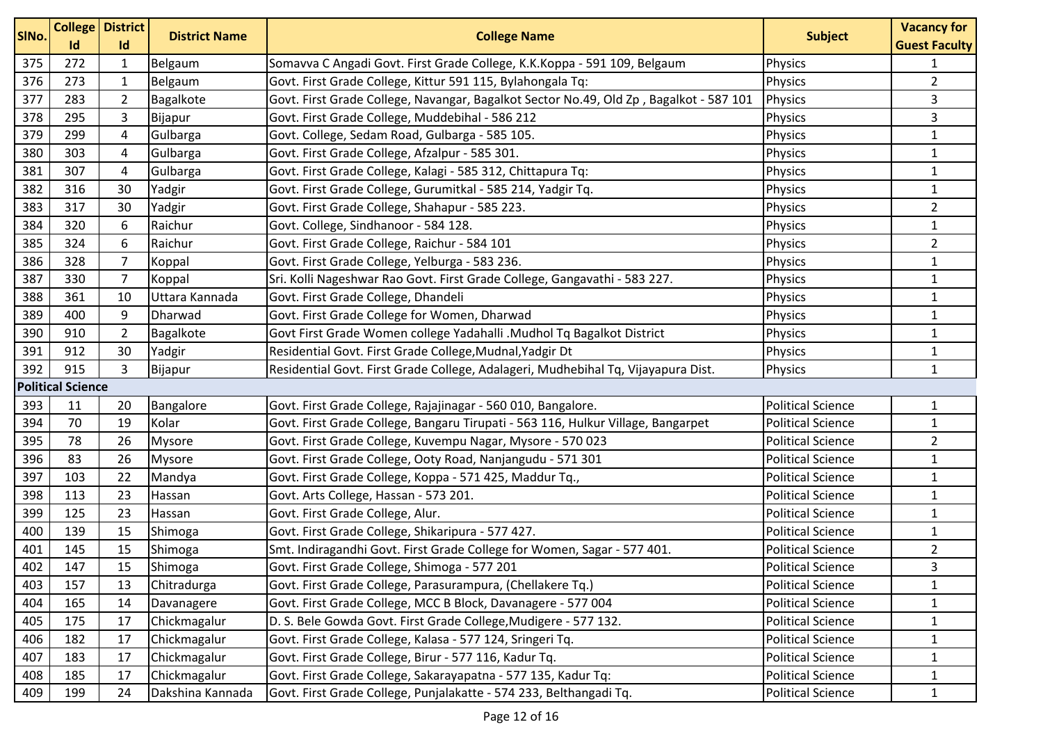| SlNo. | College Id | District Id | District Name | College Name | Subject | Vacancy for Guest Faculty |
|---|---|---|---|---|---|---|
| 375 | 272 | 1 | Belgaum | Somavva C Angadi Govt. First Grade College, K.K.Koppa - 591 109, Belgaum | Physics | 1 |
| 376 | 273 | 1 | Belgaum | Govt. First Grade College, Kittur 591 115, Bylahongala Tq: | Physics | 2 |
| 377 | 283 | 2 | Bagalkote | Govt. First Grade College, Navangar, Bagalkot Sector No.49, Old Zp , Bagalkot - 587 101 | Physics | 3 |
| 378 | 295 | 3 | Bijapur | Govt. First Grade College, Muddebihal - 586 212 | Physics | 3 |
| 379 | 299 | 4 | Gulbarga | Govt. College, Sedam Road, Gulbarga - 585 105. | Physics | 1 |
| 380 | 303 | 4 | Gulbarga | Govt. First Grade College, Afzalpur - 585 301. | Physics | 1 |
| 381 | 307 | 4 | Gulbarga | Govt. First Grade College, Kalagi - 585 312, Chittapura Tq: | Physics | 1 |
| 382 | 316 | 30 | Yadgir | Govt. First Grade College, Gurumitkal - 585 214, Yadgir Tq. | Physics | 1 |
| 383 | 317 | 30 | Yadgir | Govt. First Grade College, Shahapur - 585 223. | Physics | 2 |
| 384 | 320 | 6 | Raichur | Govt. College, Sindhanoor - 584 128. | Physics | 1 |
| 385 | 324 | 6 | Raichur | Govt. First Grade College, Raichur - 584 101 | Physics | 2 |
| 386 | 328 | 7 | Koppal | Govt. First Grade College, Yelburga - 583 236. | Physics | 1 |
| 387 | 330 | 7 | Koppal | Sri. Kolli Nageshwar Rao Govt. First Grade College, Gangavathi - 583 227. | Physics | 1 |
| 388 | 361 | 10 | Uttara Kannada | Govt. First Grade College, Dhandeli | Physics | 1 |
| 389 | 400 | 9 | Dharwad | Govt. First Grade College for Women, Dharwad | Physics | 1 |
| 390 | 910 | 2 | Bagalkote | Govt First Grade Women college Yadahalli .Mudhol Tq Bagalkot District | Physics | 1 |
| 391 | 912 | 30 | Yadgir | Residential Govt. First Grade College,Mudnal,Yadgir Dt | Physics | 1 |
| 392 | 915 | 3 | Bijapur | Residential Govt. First Grade College, Adalageri, Mudhebihal Tq, Vijayapura Dist. | Physics | 1 |
| **Political Science** | | | | | | |
| 393 | 11 | 20 | Bangalore | Govt. First Grade College, Rajajinagar - 560 010, Bangalore. | Political Science | 1 |
| 394 | 70 | 19 | Kolar | Govt. First Grade College, Bangaru Tirupati - 563 116, Hulkur Village, Bangarpet | Political Science | 1 |
| 395 | 78 | 26 | Mysore | Govt. First Grade College, Kuvempu Nagar, Mysore - 570 023 | Political Science | 2 |
| 396 | 83 | 26 | Mysore | Govt. First Grade College, Ooty Road, Nanjangudu - 571 301 | Political Science | 1 |
| 397 | 103 | 22 | Mandya | Govt. First Grade College, Koppa - 571 425, Maddur Tq., | Political Science | 1 |
| 398 | 113 | 23 | Hassan | Govt. Arts College, Hassan - 573 201. | Political Science | 1 |
| 399 | 125 | 23 | Hassan | Govt. First Grade College, Alur. | Political Science | 1 |
| 400 | 139 | 15 | Shimoga | Govt. First Grade College, Shikaripura - 577 427. | Political Science | 1 |
| 401 | 145 | 15 | Shimoga | Smt. Indiragandhi Govt. First Grade College for Women, Sagar - 577 401. | Political Science | 2 |
| 402 | 147 | 15 | Shimoga | Govt. First Grade College, Shimoga - 577 201 | Political Science | 3 |
| 403 | 157 | 13 | Chitradurga | Govt. First Grade College, Parasurampura, (Chellakere Tq.) | Political Science | 1 |
| 404 | 165 | 14 | Davanagere | Govt. First Grade College, MCC B Block, Davanagere - 577 004 | Political Science | 1 |
| 405 | 175 | 17 | Chickmagalur | D. S. Bele Gowda Govt. First Grade College,Mudigere - 577 132. | Political Science | 1 |
| 406 | 182 | 17 | Chickmagalur | Govt. First Grade College, Kalasa - 577 124, Sringeri Tq. | Political Science | 1 |
| 407 | 183 | 17 | Chickmagalur | Govt. First Grade College, Birur - 577 116, Kadur Tq. | Political Science | 1 |
| 408 | 185 | 17 | Chickmagalur | Govt. First Grade College, Sakarayapatna - 577 135, Kadur Tq: | Political Science | 1 |
| 409 | 199 | 24 | Dakshina Kannada | Govt. First Grade College, Punjalakatte - 574 233, Belthangadi Tq. | Political Science | 1 |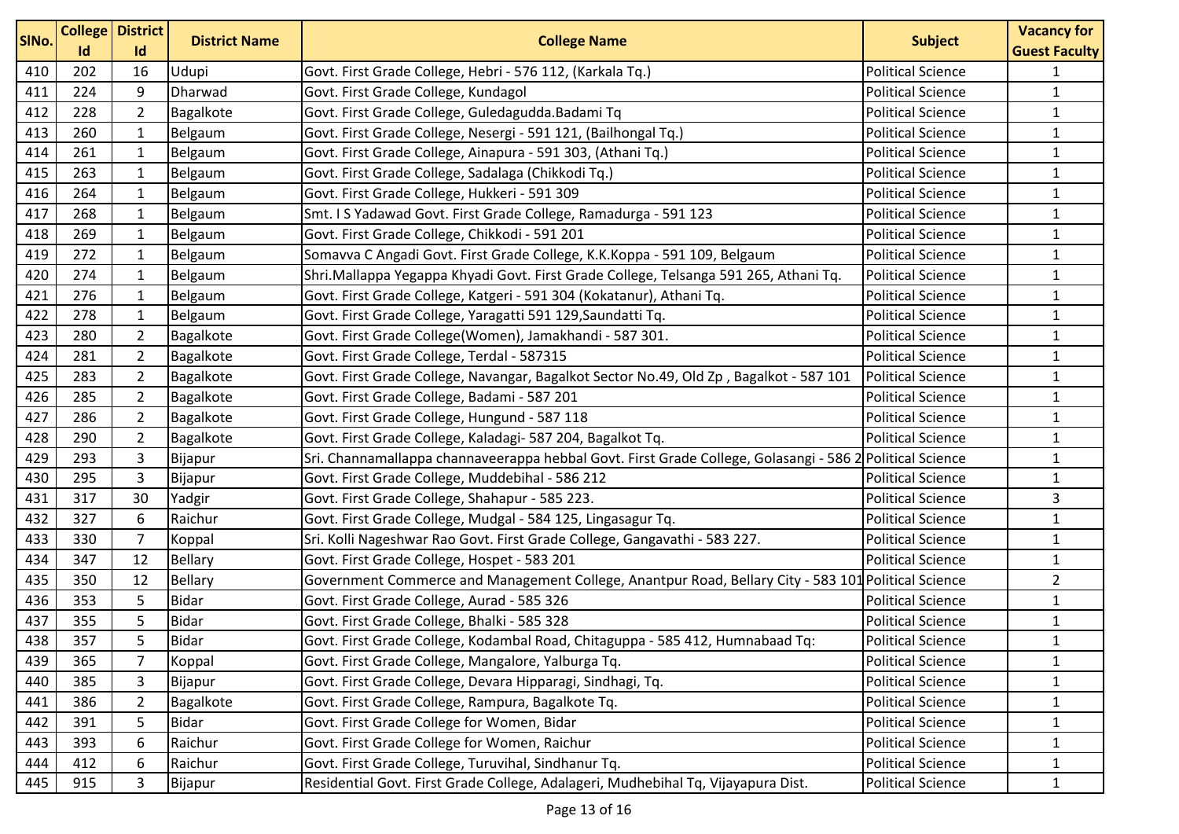| SlNo. | College Id | District Id | District Name | College Name | Subject | Vacancy for Guest Faculty |
|---|---|---|---|---|---|---|
| 410 | 202 | 16 | Udupi | Govt. First Grade College, Hebri - 576 112, (Karkala Tq.) | Political Science | 1 |
| 411 | 224 | 9 | Dharwad | Govt. First Grade College, Kundagol | Political Science | 1 |
| 412 | 228 | 2 | Bagalkote | Govt. First Grade College, Guledagudda.Badami Tq | Political Science | 1 |
| 413 | 260 | 1 | Belgaum | Govt. First Grade College, Nesergi - 591 121, (Bailhongal Tq.) | Political Science | 1 |
| 414 | 261 | 1 | Belgaum | Govt. First Grade College, Ainapura - 591 303, (Athani Tq.) | Political Science | 1 |
| 415 | 263 | 1 | Belgaum | Govt. First Grade College, Sadalaga (Chikkodi Tq.) | Political Science | 1 |
| 416 | 264 | 1 | Belgaum | Govt. First Grade College, Hukkeri - 591 309 | Political Science | 1 |
| 417 | 268 | 1 | Belgaum | Smt. I S Yadawad Govt. First Grade College, Ramadurga - 591 123 | Political Science | 1 |
| 418 | 269 | 1 | Belgaum | Govt. First Grade College, Chikkodi - 591 201 | Political Science | 1 |
| 419 | 272 | 1 | Belgaum | Somavva C Angadi Govt. First Grade College, K.K.Koppa - 591 109, Belgaum | Political Science | 1 |
| 420 | 274 | 1 | Belgaum | Shri.Mallappa Yegappa Khyadi Govt. First Grade College, Telsanga 591 265, Athani Tq. | Political Science | 1 |
| 421 | 276 | 1 | Belgaum | Govt. First Grade College, Katgeri - 591 304 (Kokatanur), Athani Tq. | Political Science | 1 |
| 422 | 278 | 1 | Belgaum | Govt. First Grade College, Yaragatti 591 129,Saundatti Tq. | Political Science | 1 |
| 423 | 280 | 2 | Bagalkote | Govt. First Grade College(Women), Jamakhandi - 587 301. | Political Science | 1 |
| 424 | 281 | 2 | Bagalkote | Govt. First Grade College, Terdal - 587315 | Political Science | 1 |
| 425 | 283 | 2 | Bagalkote | Govt. First Grade College, Navangar, Bagalkot Sector No.49, Old Zp , Bagalkot - 587 101 | Political Science | 1 |
| 426 | 285 | 2 | Bagalkote | Govt. First Grade College, Badami - 587 201 | Political Science | 1 |
| 427 | 286 | 2 | Bagalkote | Govt. First Grade College, Hungund - 587 118 | Political Science | 1 |
| 428 | 290 | 2 | Bagalkote | Govt. First Grade College, Kaladagi- 587 204, Bagalkot Tq. | Political Science | 1 |
| 429 | 293 | 3 | Bijapur | Sri. Channamallappa channaveerappa hebbal Govt. First Grade College, Golasangi - 586 2 | Political Science | 1 |
| 430 | 295 | 3 | Bijapur | Govt. First Grade College, Muddebihal - 586 212 | Political Science | 1 |
| 431 | 317 | 30 | Yadgir | Govt. First Grade College, Shahapur - 585 223. | Political Science | 3 |
| 432 | 327 | 6 | Raichur | Govt. First Grade College, Mudgal - 584 125, Lingasagur Tq. | Political Science | 1 |
| 433 | 330 | 7 | Koppal | Sri. Kolli Nageshwar Rao Govt. First Grade College, Gangavathi - 583 227. | Political Science | 1 |
| 434 | 347 | 12 | Bellary | Govt. First Grade College, Hospet - 583 201 | Political Science | 1 |
| 435 | 350 | 12 | Bellary | Government Commerce and Management College, Anantpur Road, Bellary City - 583 101 | Political Science | 2 |
| 436 | 353 | 5 | Bidar | Govt. First Grade College, Aurad - 585 326 | Political Science | 1 |
| 437 | 355 | 5 | Bidar | Govt. First Grade College, Bhalki - 585 328 | Political Science | 1 |
| 438 | 357 | 5 | Bidar | Govt. First Grade College, Kodambal Road, Chitaguppa - 585 412, Humnabaad Tq: | Political Science | 1 |
| 439 | 365 | 7 | Koppal | Govt. First Grade College, Mangalore, Yalburga Tq. | Political Science | 1 |
| 440 | 385 | 3 | Bijapur | Govt. First Grade College, Devara Hipparagi, Sindhagi, Tq. | Political Science | 1 |
| 441 | 386 | 2 | Bagalkote | Govt. First Grade College, Rampura, Bagalkote Tq. | Political Science | 1 |
| 442 | 391 | 5 | Bidar | Govt. First Grade College for Women, Bidar | Political Science | 1 |
| 443 | 393 | 6 | Raichur | Govt. First Grade College for Women, Raichur | Political Science | 1 |
| 444 | 412 | 6 | Raichur | Govt. First Grade College, Turuvihal, Sindhanur Tq. | Political Science | 1 |
| 445 | 915 | 3 | Bijapur | Residential Govt. First Grade College, Adalageri, Mudhebihal Tq, Vijayapura Dist. | Political Science | 1 |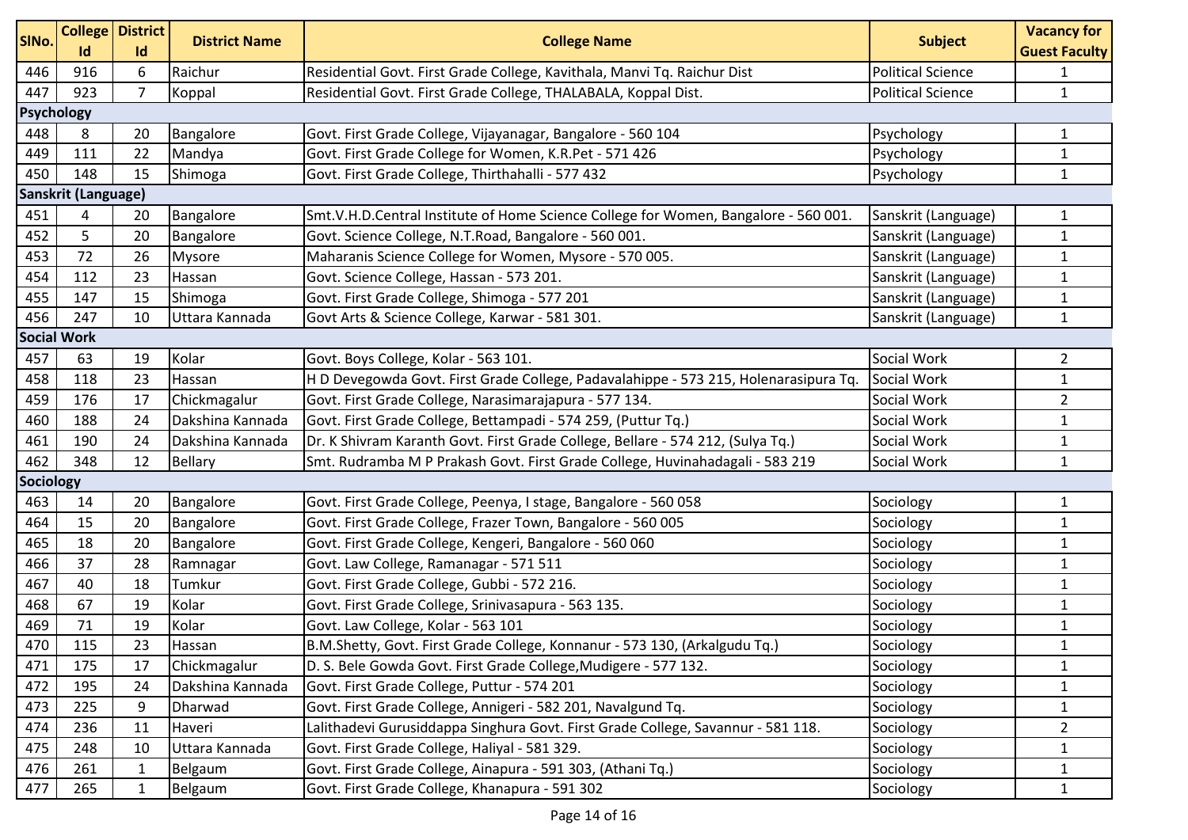| SlNo. | College Id | District Id | District Name | College Name | Subject | Vacancy for Guest Faculty |
|---|---|---|---|---|---|---|
| 446 | 916 | 6 | Raichur | Residential Govt. First Grade College, Kavithala, Manvi Tq. Raichur Dist | Political Science | 1 |
| 447 | 923 | 7 | Koppal | Residential Govt. First Grade College, THALABALA, Koppal Dist. | Political Science | 1 |
| **Psychology** | | | | | | |
| 448 | 8 | 20 | Bangalore | Govt. First Grade College, Vijayanagar, Bangalore - 560 104 | Psychology | 1 |
| 449 | 111 | 22 | Mandya | Govt. First Grade College for Women, K.R.Pet - 571 426 | Psychology | 1 |
| 450 | 148 | 15 | Shimoga | Govt. First Grade College, Thirthahalli - 577 432 | Psychology | 1 |
| **Sanskrit (Language)** | | | | | | |
| 451 | 4 | 20 | Bangalore | Smt.V.H.D.Central Institute of Home Science College for Women, Bangalore - 560 001. | Sanskrit (Language) | 1 |
| 452 | 5 | 20 | Bangalore | Govt. Science College, N.T.Road, Bangalore - 560 001. | Sanskrit (Language) | 1 |
| 453 | 72 | 26 | Mysore | Maharanis Science College for Women, Mysore - 570 005. | Sanskrit (Language) | 1 |
| 454 | 112 | 23 | Hassan | Govt. Science College, Hassan - 573 201. | Sanskrit (Language) | 1 |
| 455 | 147 | 15 | Shimoga | Govt. First Grade College, Shimoga - 577 201 | Sanskrit (Language) | 1 |
| 456 | 247 | 10 | Uttara Kannada | Govt Arts & Science College, Karwar - 581 301. | Sanskrit (Language) | 1 |
| **Social Work** | | | | | | |
| 457 | 63 | 19 | Kolar | Govt. Boys College, Kolar - 563 101. | Social Work | 2 |
| 458 | 118 | 23 | Hassan | H D Devegowda Govt. First Grade College, Padavalahippe - 573 215, Holenarasipura Tq. | Social Work | 1 |
| 459 | 176 | 17 | Chickmagalur | Govt. First Grade College, Narasimarajapura - 577 134. | Social Work | 2 |
| 460 | 188 | 24 | Dakshina Kannada | Govt. First Grade College, Bettampadi - 574 259, (Puttur Tq.) | Social Work | 1 |
| 461 | 190 | 24 | Dakshina Kannada | Dr. K Shivram Karanth Govt. First Grade College, Bellare - 574 212, (Sulya Tq.) | Social Work | 1 |
| 462 | 348 | 12 | Bellary | Smt. Rudramba M P Prakash Govt. First Grade College, Huvinahadagali - 583 219 | Social Work | 1 |
| **Sociology** | | | | | | |
| 463 | 14 | 20 | Bangalore | Govt. First Grade College, Peenya, I stage, Bangalore - 560 058 | Sociology | 1 |
| 464 | 15 | 20 | Bangalore | Govt. First Grade College, Frazer Town, Bangalore - 560 005 | Sociology | 1 |
| 465 | 18 | 20 | Bangalore | Govt. First Grade College, Kengeri, Bangalore - 560 060 | Sociology | 1 |
| 466 | 37 | 28 | Ramnagar | Govt. Law College, Ramanagar - 571 511 | Sociology | 1 |
| 467 | 40 | 18 | Tumkur | Govt. First Grade College, Gubbi - 572 216. | Sociology | 1 |
| 468 | 67 | 19 | Kolar | Govt. First Grade College, Srinivasapura - 563 135. | Sociology | 1 |
| 469 | 71 | 19 | Kolar | Govt. Law College, Kolar - 563 101 | Sociology | 1 |
| 470 | 115 | 23 | Hassan | B.M.Shetty, Govt. First Grade College, Konnanur - 573 130, (Arkalgudu Tq.) | Sociology | 1 |
| 471 | 175 | 17 | Chickmagalur | D. S. Bele Gowda Govt. First Grade College,Mudigere - 577 132. | Sociology | 1 |
| 472 | 195 | 24 | Dakshina Kannada | Govt. First Grade College, Puttur - 574 201 | Sociology | 1 |
| 473 | 225 | 9 | Dharwad | Govt. First Grade College, Annigeri - 582 201, Navalgund Tq. | Sociology | 1 |
| 474 | 236 | 11 | Haveri | Lalithadevi Gurusiddappa Singhura Govt. First Grade College, Savannur - 581 118. | Sociology | 2 |
| 475 | 248 | 10 | Uttara Kannada | Govt. First Grade College, Haliyal - 581 329. | Sociology | 1 |
| 476 | 261 | 1 | Belgaum | Govt. First Grade College, Ainapura - 591 303, (Athani Tq.) | Sociology | 1 |
| 477 | 265 | 1 | Belgaum | Govt. First Grade College, Khanapura - 591 302 | Sociology | 1 |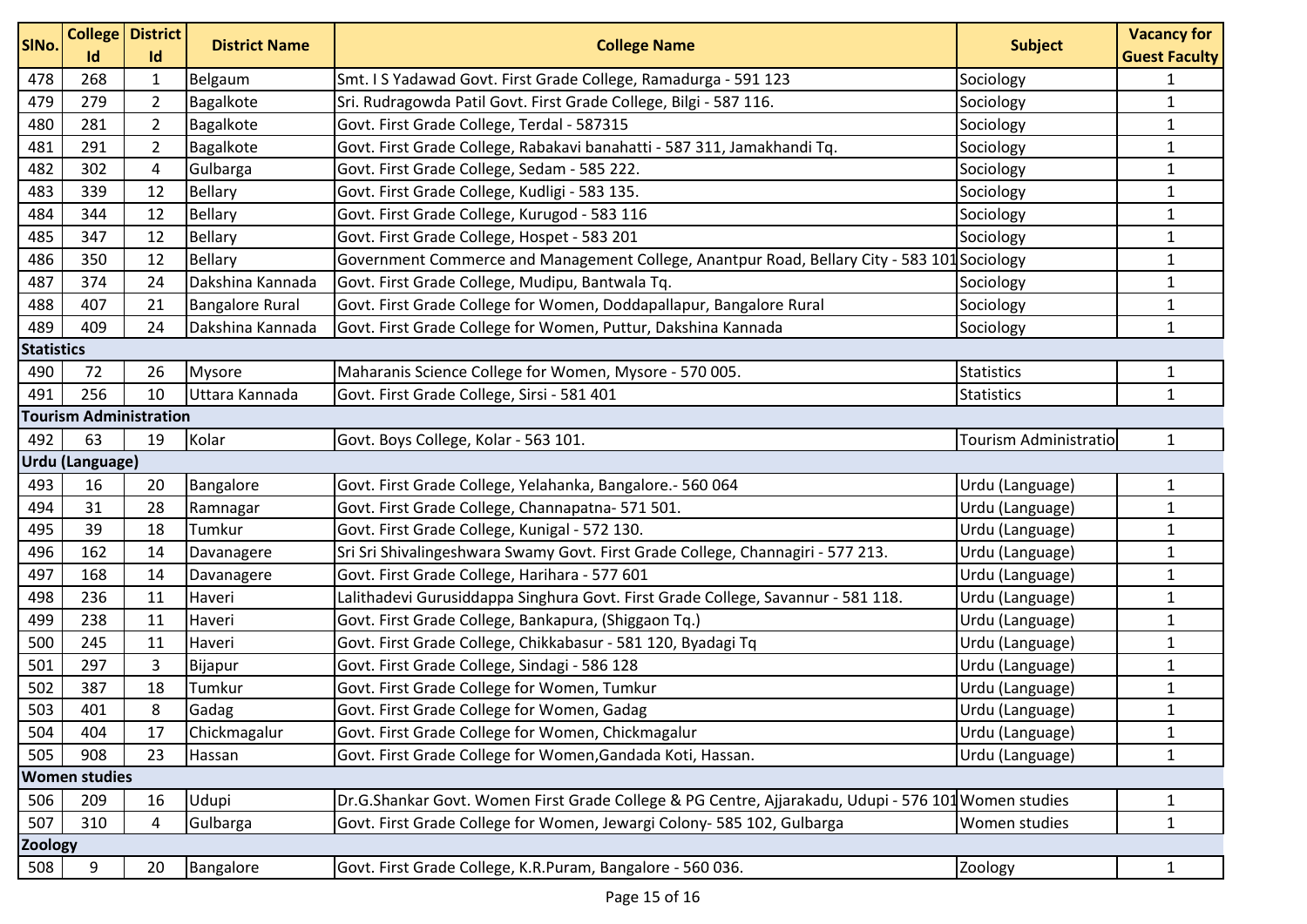| SlNo. | College Id | District Id | District Name | College Name | Subject | Vacancy for Guest Faculty |
|---|---|---|---|---|---|---|
| 478 | 268 | 1 | Belgaum | Smt. I S Yadawad Govt. First Grade College, Ramadurga - 591 123 | Sociology | 1 |
| 479 | 279 | 2 | Bagalkote | Sri. Rudragowda Patil Govt. First Grade College, Bilgi - 587 116. | Sociology | 1 |
| 480 | 281 | 2 | Bagalkote | Govt. First Grade College, Terdal - 587315 | Sociology | 1 |
| 481 | 291 | 2 | Bagalkote | Govt. First Grade College, Rabakavi banahatti - 587 311, Jamakhandi Tq. | Sociology | 1 |
| 482 | 302 | 4 | Gulbarga | Govt. First Grade College, Sedam - 585 222. | Sociology | 1 |
| 483 | 339 | 12 | Bellary | Govt. First Grade College, Kudligi - 583 135. | Sociology | 1 |
| 484 | 344 | 12 | Bellary | Govt. First Grade College, Kurugod - 583 116 | Sociology | 1 |
| 485 | 347 | 12 | Bellary | Govt. First Grade College, Hospet - 583 201 | Sociology | 1 |
| 486 | 350 | 12 | Bellary | Government Commerce and Management College, Anantpur Road, Bellary City - 583 101 | Sociology | 1 |
| 487 | 374 | 24 | Dakshina Kannada | Govt. First Grade College, Mudipu, Bantwala Tq. | Sociology | 1 |
| 488 | 407 | 21 | Bangalore Rural | Govt. First Grade College for Women, Doddapallapur, Bangalore Rural | Sociology | 1 |
| 489 | 409 | 24 | Dakshina Kannada | Govt. First Grade College for Women, Puttur, Dakshina Kannada | Sociology | 1 |
| **Statistics** | | | | | | |
| 490 | 72 | 26 | Mysore | Maharanis Science College for Women, Mysore - 570 005. | Statistics | 1 |
| 491 | 256 | 10 | Uttara Kannada | Govt. First Grade College, Sirsi - 581 401 | Statistics | 1 |
| **Tourism Administration** | | | | | | |
| 492 | 63 | 19 | Kolar | Govt. Boys College, Kolar - 563 101. | Tourism Administratio | 1 |
| **Urdu (Language)** | | | | | | |
| 493 | 16 | 20 | Bangalore | Govt. First Grade College, Yelahanka, Bangalore.- 560 064 | Urdu (Language) | 1 |
| 494 | 31 | 28 | Ramnagar | Govt. First Grade College, Channapatna- 571 501. | Urdu (Language) | 1 |
| 495 | 39 | 18 | Tumkur | Govt. First Grade College, Kunigal - 572 130. | Urdu (Language) | 1 |
| 496 | 162 | 14 | Davanagere | Sri Sri Shivalingeshwara Swamy Govt. First Grade College, Channagiri - 577 213. | Urdu (Language) | 1 |
| 497 | 168 | 14 | Davanagere | Govt. First Grade College, Harihara - 577 601 | Urdu (Language) | 1 |
| 498 | 236 | 11 | Haveri | Lalithadevi Gurusiddappa Singhura Govt. First Grade College, Savannur - 581 118. | Urdu (Language) | 1 |
| 499 | 238 | 11 | Haveri | Govt. First Grade College, Bankapura, (Shiggaon Tq.) | Urdu (Language) | 1 |
| 500 | 245 | 11 | Haveri | Govt. First Grade College, Chikkabasur - 581 120, Byadagi Tq | Urdu (Language) | 1 |
| 501 | 297 | 3 | Bijapur | Govt. First Grade College, Sindagi - 586 128 | Urdu (Language) | 1 |
| 502 | 387 | 18 | Tumkur | Govt. First Grade College for Women, Tumkur | Urdu (Language) | 1 |
| 503 | 401 | 8 | Gadag | Govt. First Grade College for Women, Gadag | Urdu (Language) | 1 |
| 504 | 404 | 17 | Chickmagalur | Govt. First Grade College for Women, Chickmagalur | Urdu (Language) | 1 |
| 505 | 908 | 23 | Hassan | Govt. First Grade College for Women,Gandada Koti, Hassan. | Urdu (Language) | 1 |
| **Women studies** | | | | | | |
| 506 | 209 | 16 | Udupi | Dr.G.Shankar Govt. Women First Grade College & PG Centre, Ajjarakadu, Udupi - 576 101 | Women studies | 1 |
| 507 | 310 | 4 | Gulbarga | Govt. First Grade College for Women, Jewargi Colony- 585 102, Gulbarga | Women studies | 1 |
| **Zoology** | | | | | | |
| 508 | 9 | 20 | Bangalore | Govt. First Grade College, K.R.Puram, Bangalore - 560 036. | Zoology | 1 |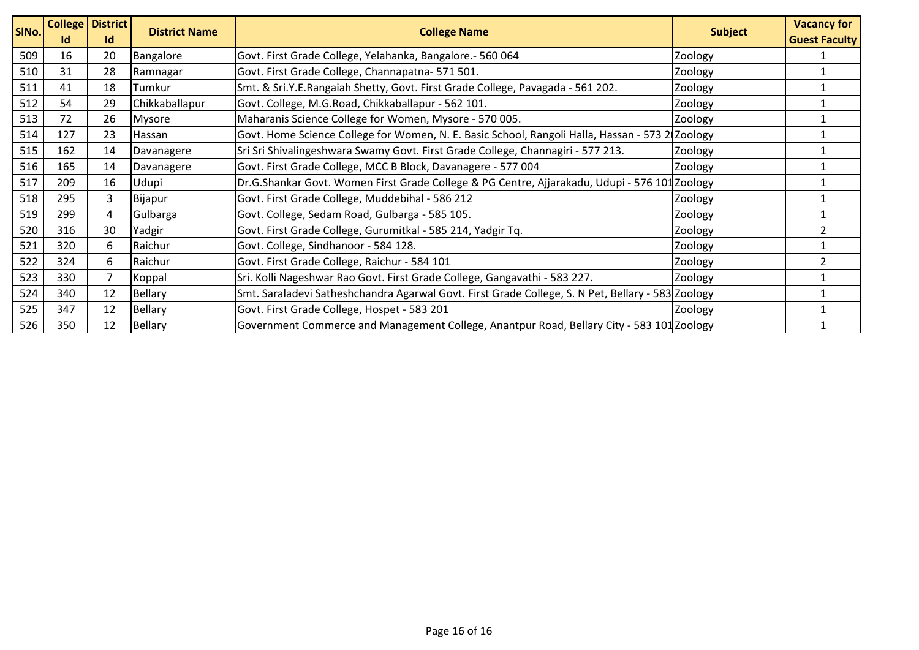| SlNo. | College Id | District Id | District Name | College Name | Subject | Vacancy for Guest Faculty |
|---|---|---|---|---|---|---|
| 509 | 16 | 20 | Bangalore | Govt. First Grade College, Yelahanka, Bangalore.- 560 064 | Zoology | 1 |
| 510 | 31 | 28 | Ramnagar | Govt. First Grade College, Channapatna- 571 501. | Zoology | 1 |
| 511 | 41 | 18 | Tumkur | Smt. & Sri.Y.E.Rangaiah Shetty, Govt. First Grade College, Pavagada - 561 202. | Zoology | 1 |
| 512 | 54 | 29 | Chikkaballapur | Govt. College, M.G.Road, Chikkaballapur - 562 101. | Zoology | 1 |
| 513 | 72 | 26 | Mysore | Maharanis Science College for Women, Mysore - 570 005. | Zoology | 1 |
| 514 | 127 | 23 | Hassan | Govt. Home Science College for Women, N. E. Basic School, Rangoli Halla, Hassan - 573 2( | Zoology | 1 |
| 515 | 162 | 14 | Davanagere | Sri Sri Shivalingeshwara Swamy Govt. First Grade College, Channagiri - 577 213. | Zoology | 1 |
| 516 | 165 | 14 | Davanagere | Govt. First Grade College, MCC B Block, Davanagere - 577 004 | Zoology | 1 |
| 517 | 209 | 16 | Udupi | Dr.G.Shankar Govt. Women First Grade College & PG Centre, Ajjarakadu, Udupi - 576 101 | Zoology | 1 |
| 518 | 295 | 3 | Bijapur | Govt. First Grade College, Muddebihal - 586 212 | Zoology | 1 |
| 519 | 299 | 4 | Gulbarga | Govt. College, Sedam Road, Gulbarga - 585 105. | Zoology | 1 |
| 520 | 316 | 30 | Yadgir | Govt. First Grade College, Gurumitkal - 585 214, Yadgir Tq. | Zoology | 2 |
| 521 | 320 | 6 | Raichur | Govt. College, Sindhanoor - 584 128. | Zoology | 1 |
| 522 | 324 | 6 | Raichur | Govt. First Grade College, Raichur - 584 101 | Zoology | 2 |
| 523 | 330 | 7 | Koppal | Sri. Kolli Nageshwar Rao Govt. First Grade College, Gangavathi - 583 227. | Zoology | 1 |
| 524 | 340 | 12 | Bellary | Smt. Saraladevi Satheshchandra Agarwal Govt. First Grade College, S. N Pet, Bellary - 583 | Zoology | 1 |
| 525 | 347 | 12 | Bellary | Govt. First Grade College, Hospet - 583 201 | Zoology | 1 |
| 526 | 350 | 12 | Bellary | Government Commerce and Management College, Anantpur Road, Bellary City - 583 101 | Zoology | 1 |